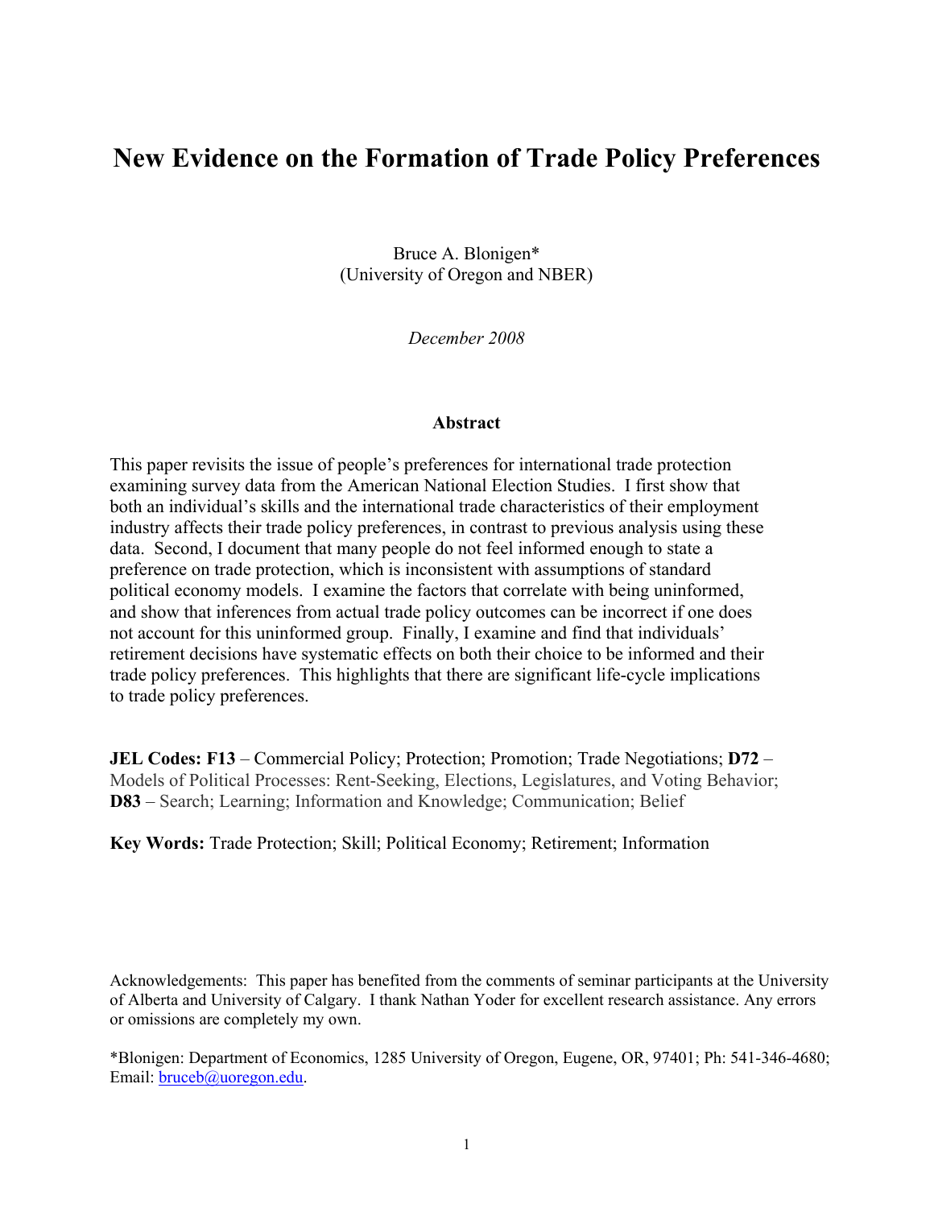# New Evidence on the Formation of Trade Policy Preferences

Bruce A. Blonigen*
(University of Oregon and NBER)

*December 2008*

## Abstract

This paper revisits the issue of people's preferences for international trade protection examining survey data from the American National Election Studies. I first show that both an individual's skills and the international trade characteristics of their employment industry affects their trade policy preferences, in contrast to previous analysis using these data. Second, I document that many people do not feel informed enough to state a preference on trade protection, which is inconsistent with assumptions of standard political economy models. I examine the factors that correlate with being uninformed, and show that inferences from actual trade policy outcomes can be incorrect if one does not account for this uninformed group. Finally, I examine and find that individuals' retirement decisions have systematic effects on both their choice to be informed and their trade policy preferences. This highlights that there are significant life-cycle implications to trade policy preferences.

**JEL Codes: F13** – Commercial Policy; Protection; Promotion; Trade Negotiations; **D72** – Models of Political Processes: Rent-Seeking, Elections, Legislatures, and Voting Behavior; **D83** – Search; Learning; Information and Knowledge; Communication; Belief

**Key Words:** Trade Protection; Skill; Political Economy; Retirement; Information

Acknowledgements: This paper has benefited from the comments of seminar participants at the University of Alberta and University of Calgary. I thank Nathan Yoder for excellent research assistance. Any errors or omissions are completely my own.

*Blonigen: Department of Economics, 1285 University of Oregon, Eugene, OR, 97401; Ph: 541-346-4680; Email: bruceb@uoregon.edu.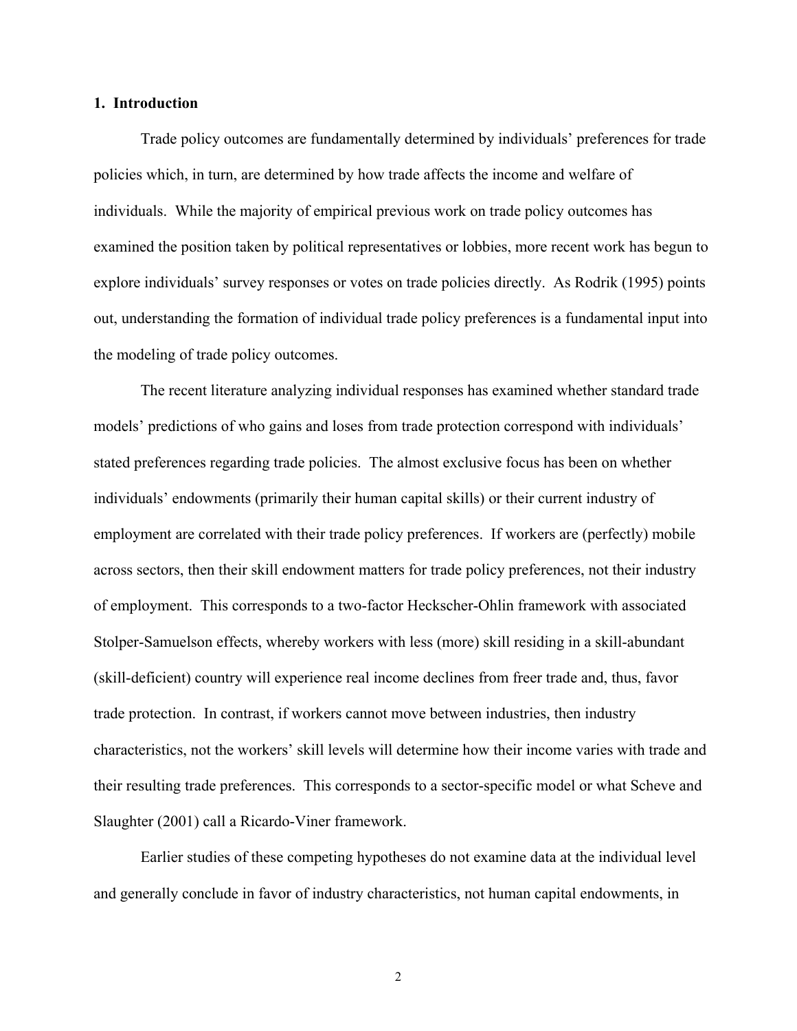## 1. Introduction

Trade policy outcomes are fundamentally determined by individuals' preferences for trade policies which, in turn, are determined by how trade affects the income and welfare of individuals. While the majority of empirical previous work on trade policy outcomes has examined the position taken by political representatives or lobbies, more recent work has begun to explore individuals' survey responses or votes on trade policies directly. As Rodrik (1995) points out, understanding the formation of individual trade policy preferences is a fundamental input into the modeling of trade policy outcomes.

The recent literature analyzing individual responses has examined whether standard trade models' predictions of who gains and loses from trade protection correspond with individuals' stated preferences regarding trade policies. The almost exclusive focus has been on whether individuals' endowments (primarily their human capital skills) or their current industry of employment are correlated with their trade policy preferences. If workers are (perfectly) mobile across sectors, then their skill endowment matters for trade policy preferences, not their industry of employment. This corresponds to a two-factor Heckscher-Ohlin framework with associated Stolper-Samuelson effects, whereby workers with less (more) skill residing in a skill-abundant (skill-deficient) country will experience real income declines from freer trade and, thus, favor trade protection. In contrast, if workers cannot move between industries, then industry characteristics, not the workers' skill levels will determine how their income varies with trade and their resulting trade preferences. This corresponds to a sector-specific model or what Scheve and Slaughter (2001) call a Ricardo-Viner framework.

Earlier studies of these competing hypotheses do not examine data at the individual level and generally conclude in favor of industry characteristics, not human capital endowments, in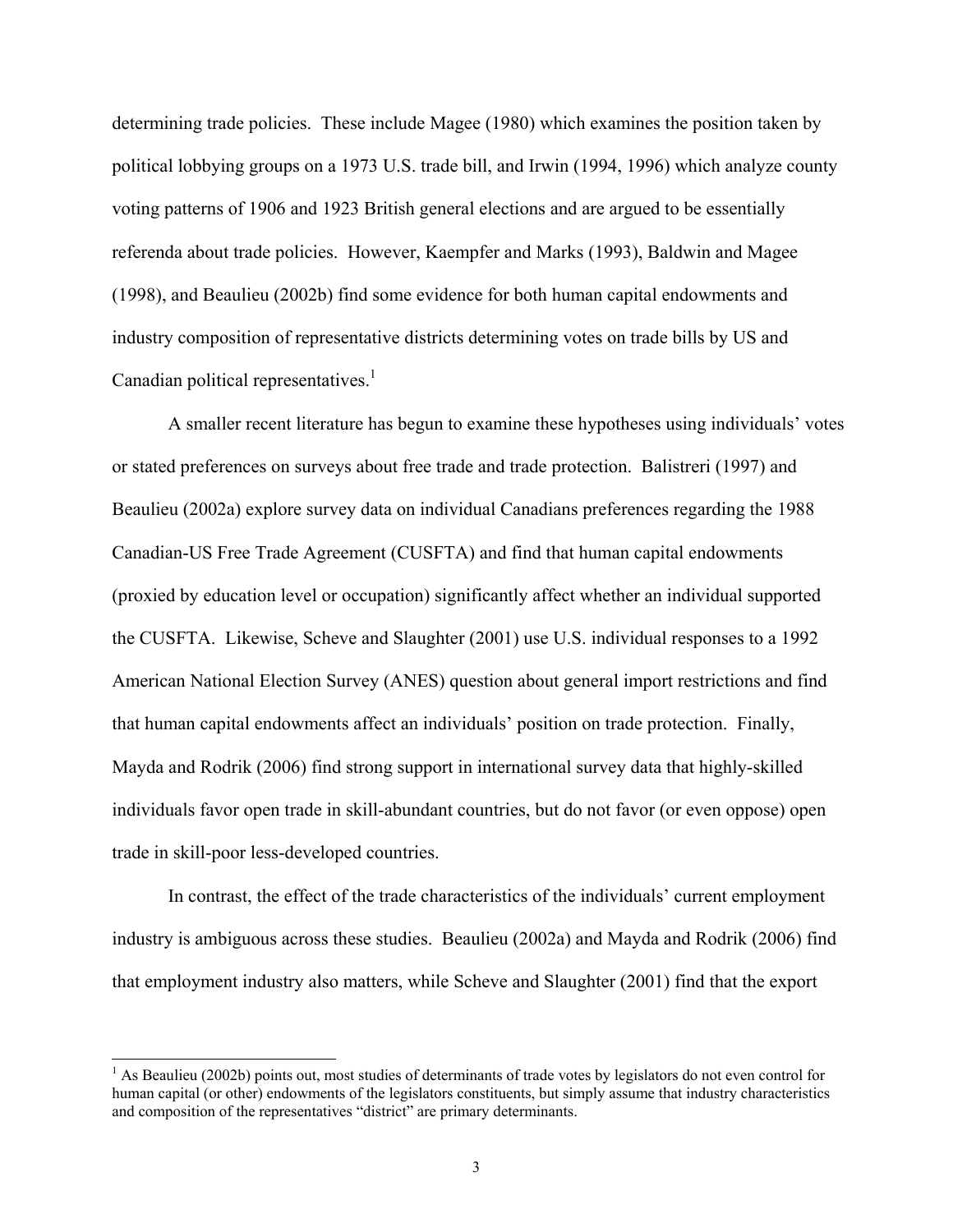determining trade policies. These include Magee (1980) which examines the position taken by political lobbying groups on a 1973 U.S. trade bill, and Irwin (1994, 1996) which analyze county voting patterns of 1906 and 1923 British general elections and are argued to be essentially referenda about trade policies. However, Kaempfer and Marks (1993), Baldwin and Magee (1998), and Beaulieu (2002b) find some evidence for both human capital endowments and industry composition of representative districts determining votes on trade bills by US and Canadian political representatives.[1]

A smaller recent literature has begun to examine these hypotheses using individuals' votes or stated preferences on surveys about free trade and trade protection. Balistreri (1997) and Beaulieu (2002a) explore survey data on individual Canadians preferences regarding the 1988 Canadian-US Free Trade Agreement (CUSFTA) and find that human capital endowments (proxied by education level or occupation) significantly affect whether an individual supported the CUSFTA. Likewise, Scheve and Slaughter (2001) use U.S. individual responses to a 1992 American National Election Survey (ANES) question about general import restrictions and find that human capital endowments affect an individuals' position on trade protection. Finally, Mayda and Rodrik (2006) find strong support in international survey data that highly-skilled individuals favor open trade in skill-abundant countries, but do not favor (or even oppose) open trade in skill-poor less-developed countries.

In contrast, the effect of the trade characteristics of the individuals' current employment industry is ambiguous across these studies. Beaulieu (2002a) and Mayda and Rodrik (2006) find that employment industry also matters, while Scheve and Slaughter (2001) find that the export

[1] As Beaulieu (2002b) points out, most studies of determinants of trade votes by legislators do not even control for human capital (or other) endowments of the legislators constituents, but simply assume that industry characteristics and composition of the representatives "district" are primary determinants.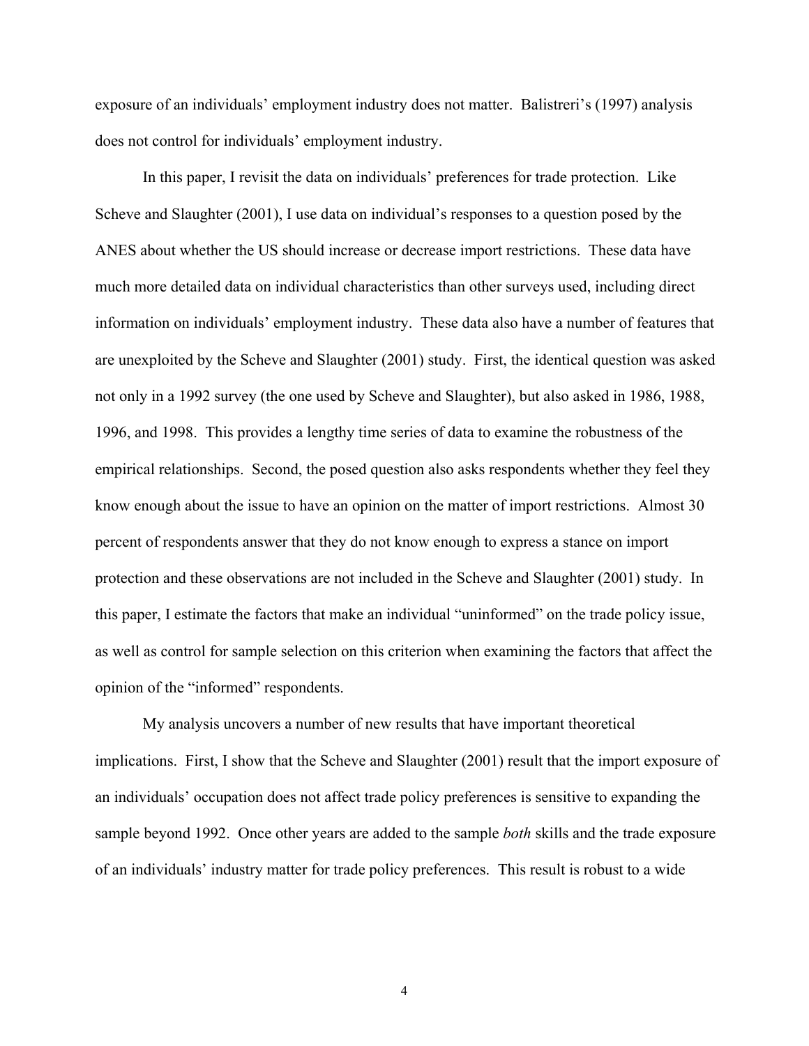exposure of an individuals' employment industry does not matter. Balistreri's (1997) analysis does not control for individuals' employment industry.

In this paper, I revisit the data on individuals' preferences for trade protection. Like Scheve and Slaughter (2001), I use data on individual's responses to a question posed by the ANES about whether the US should increase or decrease import restrictions. These data have much more detailed data on individual characteristics than other surveys used, including direct information on individuals' employment industry. These data also have a number of features that are unexploited by the Scheve and Slaughter (2001) study. First, the identical question was asked not only in a 1992 survey (the one used by Scheve and Slaughter), but also asked in 1986, 1988, 1996, and 1998. This provides a lengthy time series of data to examine the robustness of the empirical relationships. Second, the posed question also asks respondents whether they feel they know enough about the issue to have an opinion on the matter of import restrictions. Almost 30 percent of respondents answer that they do not know enough to express a stance on import protection and these observations are not included in the Scheve and Slaughter (2001) study. In this paper, I estimate the factors that make an individual "uninformed" on the trade policy issue, as well as control for sample selection on this criterion when examining the factors that affect the opinion of the "informed" respondents.

My analysis uncovers a number of new results that have important theoretical implications. First, I show that the Scheve and Slaughter (2001) result that the import exposure of an individuals' occupation does not affect trade policy preferences is sensitive to expanding the sample beyond 1992. Once other years are added to the sample *both* skills and the trade exposure of an individuals' industry matter for trade policy preferences. This result is robust to a wide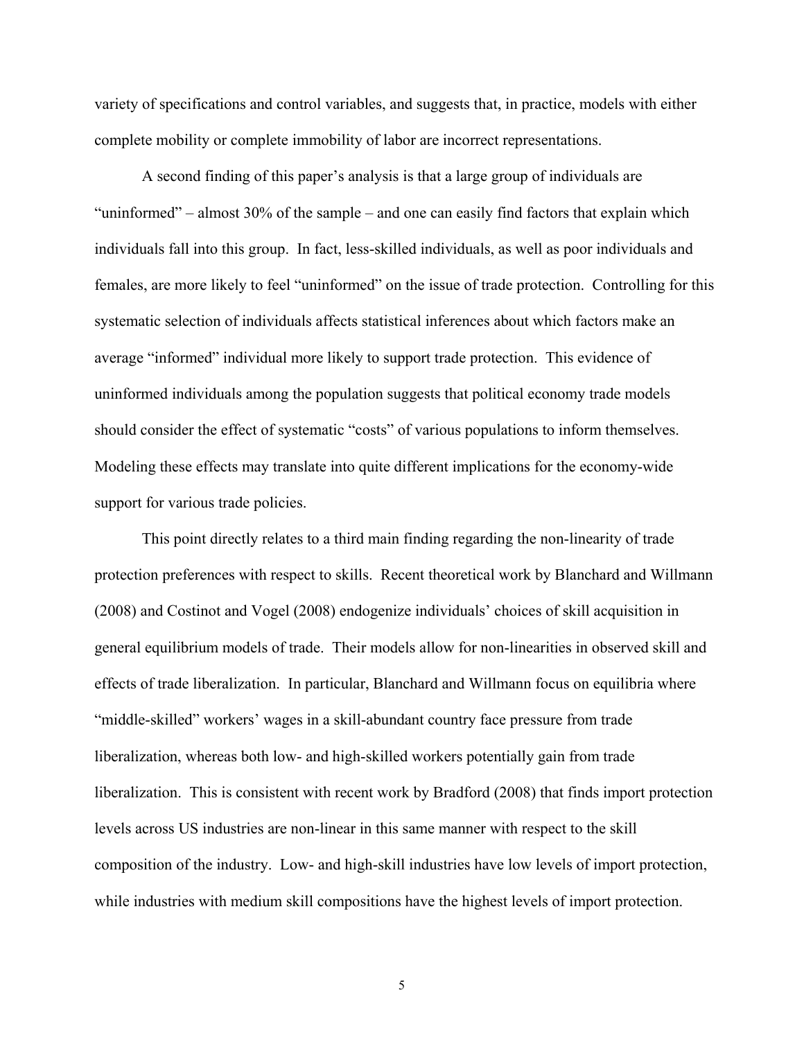variety of specifications and control variables, and suggests that, in practice, models with either complete mobility or complete immobility of labor are incorrect representations.

A second finding of this paper's analysis is that a large group of individuals are "uninformed" – almost 30% of the sample – and one can easily find factors that explain which individuals fall into this group. In fact, less-skilled individuals, as well as poor individuals and females, are more likely to feel "uninformed" on the issue of trade protection. Controlling for this systematic selection of individuals affects statistical inferences about which factors make an average "informed" individual more likely to support trade protection. This evidence of uninformed individuals among the population suggests that political economy trade models should consider the effect of systematic "costs" of various populations to inform themselves. Modeling these effects may translate into quite different implications for the economy-wide support for various trade policies.

This point directly relates to a third main finding regarding the non-linearity of trade protection preferences with respect to skills. Recent theoretical work by Blanchard and Willmann (2008) and Costinot and Vogel (2008) endogenize individuals' choices of skill acquisition in general equilibrium models of trade. Their models allow for non-linearities in observed skill and effects of trade liberalization. In particular, Blanchard and Willmann focus on equilibria where "middle-skilled" workers' wages in a skill-abundant country face pressure from trade liberalization, whereas both low- and high-skilled workers potentially gain from trade liberalization. This is consistent with recent work by Bradford (2008) that finds import protection levels across US industries are non-linear in this same manner with respect to the skill composition of the industry. Low- and high-skill industries have low levels of import protection, while industries with medium skill compositions have the highest levels of import protection.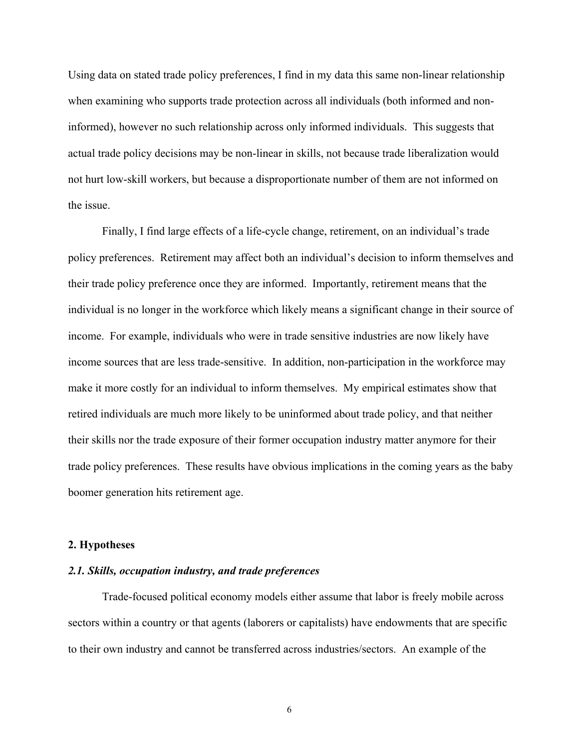Using data on stated trade policy preferences, I find in my data this same non-linear relationship when examining who supports trade protection across all individuals (both informed and non-informed), however no such relationship across only informed individuals. This suggests that actual trade policy decisions may be non-linear in skills, not because trade liberalization would not hurt low-skill workers, but because a disproportionate number of them are not informed on the issue.

Finally, I find large effects of a life-cycle change, retirement, on an individual's trade policy preferences. Retirement may affect both an individual's decision to inform themselves and their trade policy preference once they are informed. Importantly, retirement means that the individual is no longer in the workforce which likely means a significant change in their source of income. For example, individuals who were in trade sensitive industries are now likely have income sources that are less trade-sensitive. In addition, non-participation in the workforce may make it more costly for an individual to inform themselves. My empirical estimates show that retired individuals are much more likely to be uninformed about trade policy, and that neither their skills nor the trade exposure of their former occupation industry matter anymore for their trade policy preferences. These results have obvious implications in the coming years as the baby boomer generation hits retirement age.

## 2. Hypotheses

### *2.1. Skills, occupation industry, and trade preferences*

Trade-focused political economy models either assume that labor is freely mobile across sectors within a country or that agents (laborers or capitalists) have endowments that are specific to their own industry and cannot be transferred across industries/sectors. An example of the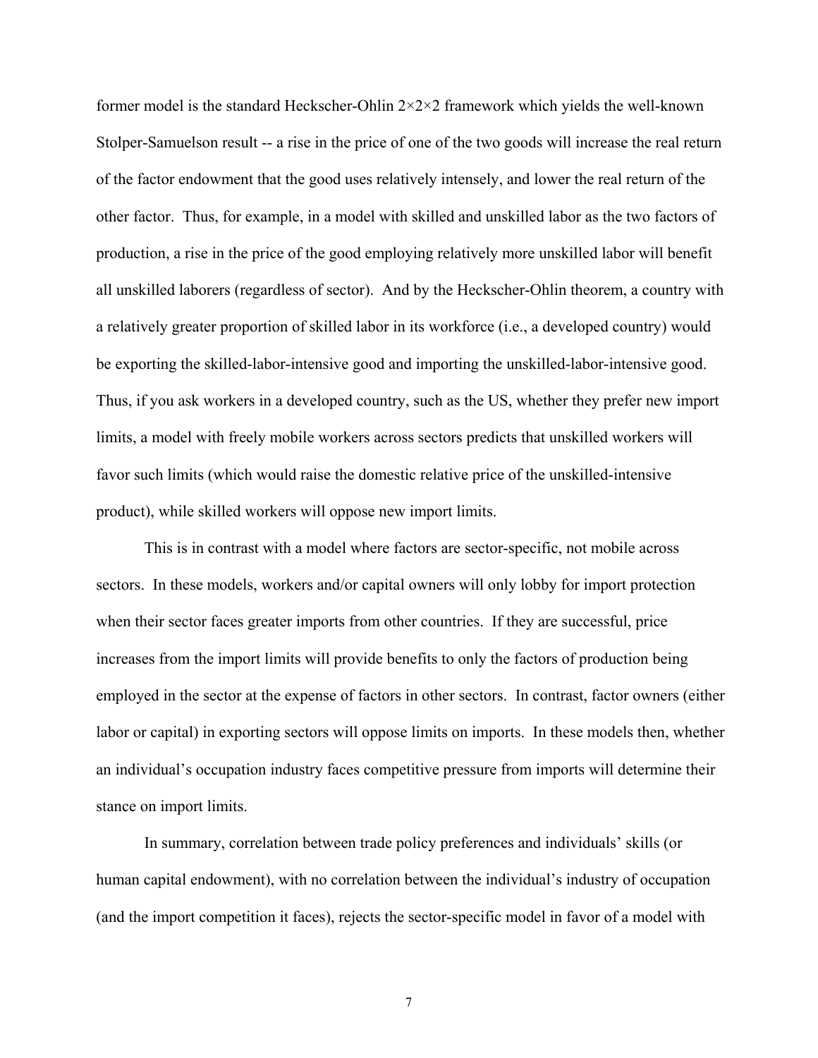former model is the standard Heckscher-Ohlin $2 \times 2 \times 2$ framework which yields the well-known Stolper-Samuelson result -- a rise in the price of one of the two goods will increase the real return of the factor endowment that the good uses relatively intensely, and lower the real return of the other factor. Thus, for example, in a model with skilled and unskilled labor as the two factors of production, a rise in the price of the good employing relatively more unskilled labor will benefit all unskilled laborers (regardless of sector). And by the Heckscher-Ohlin theorem, a country with a relatively greater proportion of skilled labor in its workforce (i.e., a developed country) would be exporting the skilled-labor-intensive good and importing the unskilled-labor-intensive good. Thus, if you ask workers in a developed country, such as the US, whether they prefer new import limits, a model with freely mobile workers across sectors predicts that unskilled workers will favor such limits (which would raise the domestic relative price of the unskilled-intensive product), while skilled workers will oppose new import limits.

This is in contrast with a model where factors are sector-specific, not mobile across sectors. In these models, workers and/or capital owners will only lobby for import protection when their sector faces greater imports from other countries. If they are successful, price increases from the import limits will provide benefits to only the factors of production being employed in the sector at the expense of factors in other sectors. In contrast, factor owners (either labor or capital) in exporting sectors will oppose limits on imports. In these models then, whether an individual's occupation industry faces competitive pressure from imports will determine their stance on import limits.

In summary, correlation between trade policy preferences and individuals' skills (or human capital endowment), with no correlation between the individual's industry of occupation (and the import competition it faces), rejects the sector-specific model in favor of a model with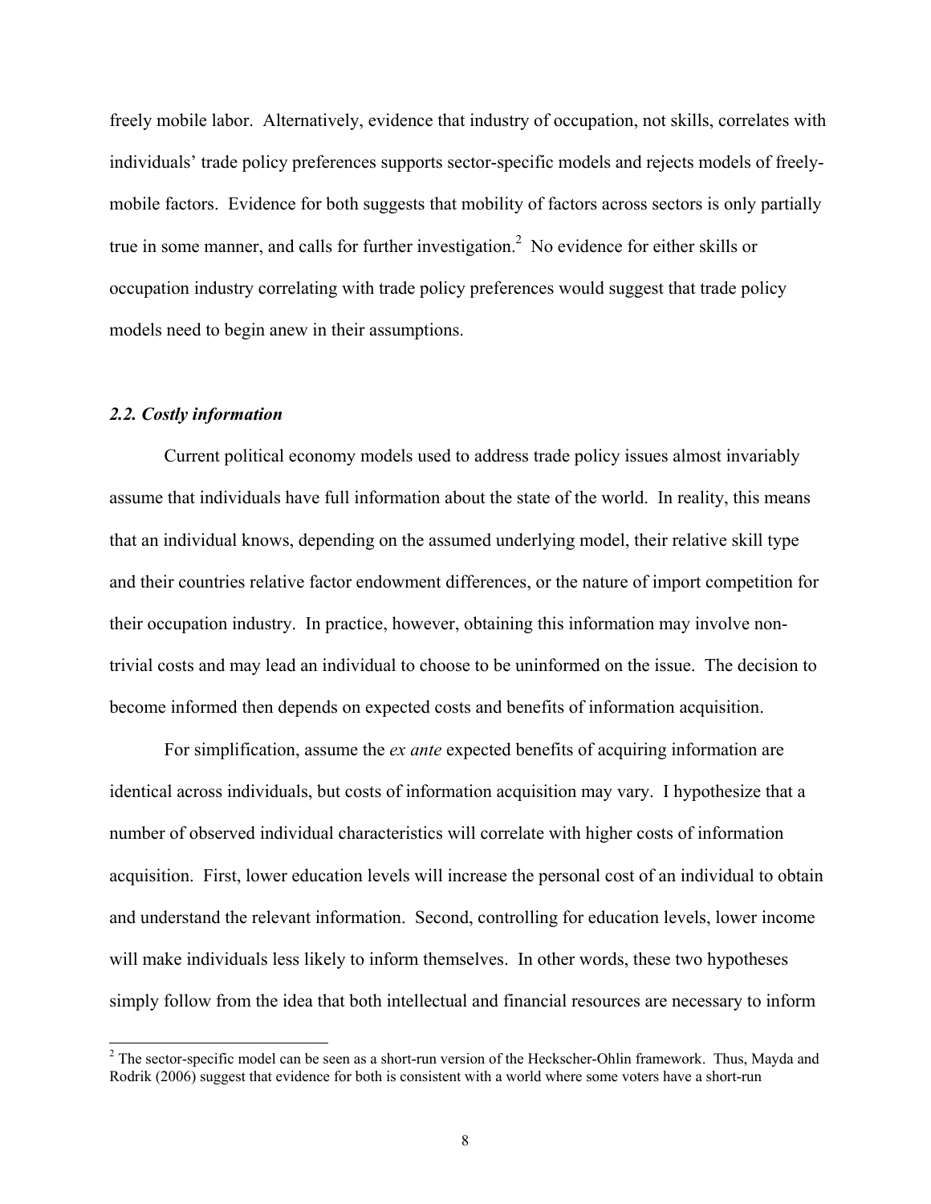freely mobile labor. Alternatively, evidence that industry of occupation, not skills, correlates with individuals' trade policy preferences supports sector-specific models and rejects models of freely-mobile factors. Evidence for both suggests that mobility of factors across sectors is only partially true in some manner, and calls for further investigation.[2] No evidence for either skills or occupation industry correlating with trade policy preferences would suggest that trade policy models need to begin anew in their assumptions.

### *2.2. Costly information*

Current political economy models used to address trade policy issues almost invariably assume that individuals have full information about the state of the world. In reality, this means that an individual knows, depending on the assumed underlying model, their relative skill type and their countries relative factor endowment differences, or the nature of import competition for their occupation industry. In practice, however, obtaining this information may involve non-trivial costs and may lead an individual to choose to be uninformed on the issue. The decision to become informed then depends on expected costs and benefits of information acquisition.

For simplification, assume the *ex ante* expected benefits of acquiring information are identical across individuals, but costs of information acquisition may vary. I hypothesize that a number of observed individual characteristics will correlate with higher costs of information acquisition. First, lower education levels will increase the personal cost of an individual to obtain and understand the relevant information. Second, controlling for education levels, lower income will make individuals less likely to inform themselves. In other words, these two hypotheses simply follow from the idea that both intellectual and financial resources are necessary to inform

---

[2] The sector-specific model can be seen as a short-run version of the Heckscher-Ohlin framework. Thus, Mayda and Rodrik (2006) suggest that evidence for both is consistent with a world where some voters have a short-run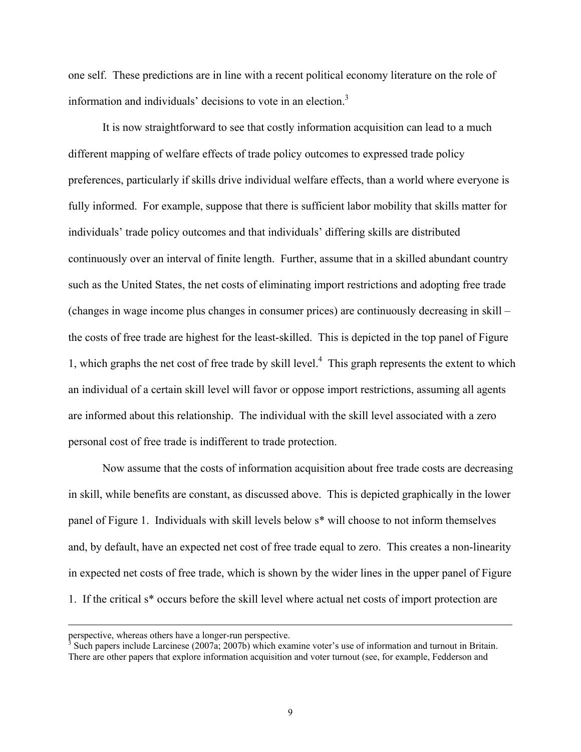one self. These predictions are in line with a recent political economy literature on the role of information and individuals' decisions to vote in an election.[3]

It is now straightforward to see that costly information acquisition can lead to a much different mapping of welfare effects of trade policy outcomes to expressed trade policy preferences, particularly if skills drive individual welfare effects, than a world where everyone is fully informed. For example, suppose that there is sufficient labor mobility that skills matter for individuals' trade policy outcomes and that individuals' differing skills are distributed continuously over an interval of finite length. Further, assume that in a skilled abundant country such as the United States, the net costs of eliminating import restrictions and adopting free trade (changes in wage income plus changes in consumer prices) are continuously decreasing in skill – the costs of free trade are highest for the least-skilled. This is depicted in the top panel of Figure 1, which graphs the net cost of free trade by skill level.[4] This graph represents the extent to which an individual of a certain skill level will favor or oppose import restrictions, assuming all agents are informed about this relationship. The individual with the skill level associated with a zero personal cost of free trade is indifferent to trade protection.

Now assume that the costs of information acquisition about free trade costs are decreasing in skill, while benefits are constant, as discussed above. This is depicted graphically in the lower panel of Figure 1. Individuals with skill levels below s* will choose to not inform themselves and, by default, have an expected net cost of free trade equal to zero. This creates a non-linearity in expected net costs of free trade, which is shown by the wider lines in the upper panel of Figure 1. If the critical s* occurs before the skill level where actual net costs of import protection are

---

perspective, whereas others have a longer-run perspective.

[3] Such papers include Larcinese (2007a; 2007b) which examine voter's use of information and turnout in Britain. There are other papers that explore information acquisition and voter turnout (see, for example, Fedderson and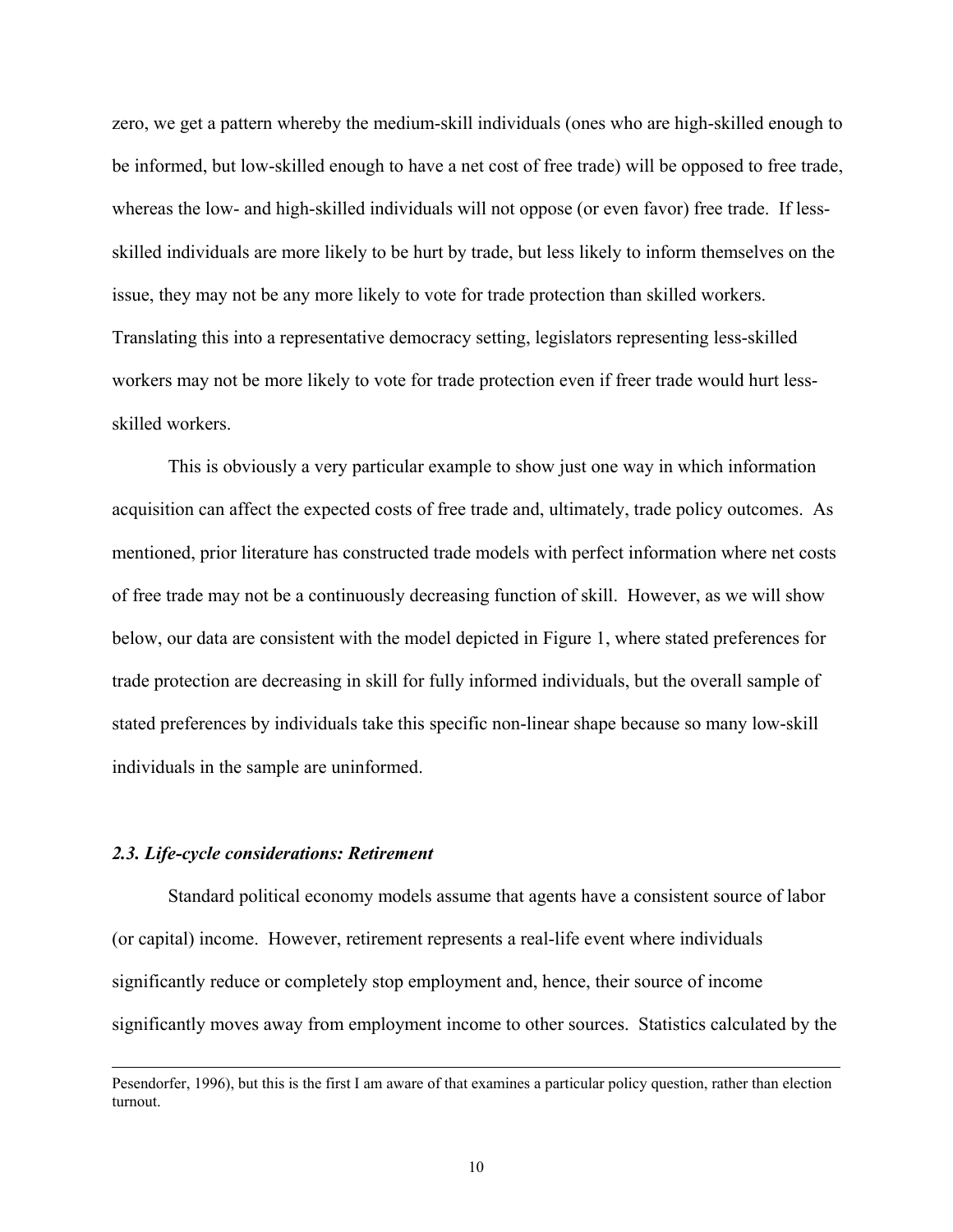zero, we get a pattern whereby the medium-skill individuals (ones who are high-skilled enough to be informed, but low-skilled enough to have a net cost of free trade) will be opposed to free trade, whereas the low- and high-skilled individuals will not oppose (or even favor) free trade. If less-skilled individuals are more likely to be hurt by trade, but less likely to inform themselves on the issue, they may not be any more likely to vote for trade protection than skilled workers. Translating this into a representative democracy setting, legislators representing less-skilled workers may not be more likely to vote for trade protection even if freer trade would hurt less-skilled workers.

This is obviously a very particular example to show just one way in which information acquisition can affect the expected costs of free trade and, ultimately, trade policy outcomes. As mentioned, prior literature has constructed trade models with perfect information where net costs of free trade may not be a continuously decreasing function of skill. However, as we will show below, our data are consistent with the model depicted in Figure 1, where stated preferences for trade protection are decreasing in skill for fully informed individuals, but the overall sample of stated preferences by individuals take this specific non-linear shape because so many low-skill individuals in the sample are uninformed.

### *2.3. Life-cycle considerations: Retirement*

Standard political economy models assume that agents have a consistent source of labor (or capital) income. However, retirement represents a real-life event where individuals significantly reduce or completely stop employment and, hence, their source of income significantly moves away from employment income to other sources. Statistics calculated by the

Pesendorfer, 1996), but this is the first I am aware of that examines a particular policy question, rather than election turnout.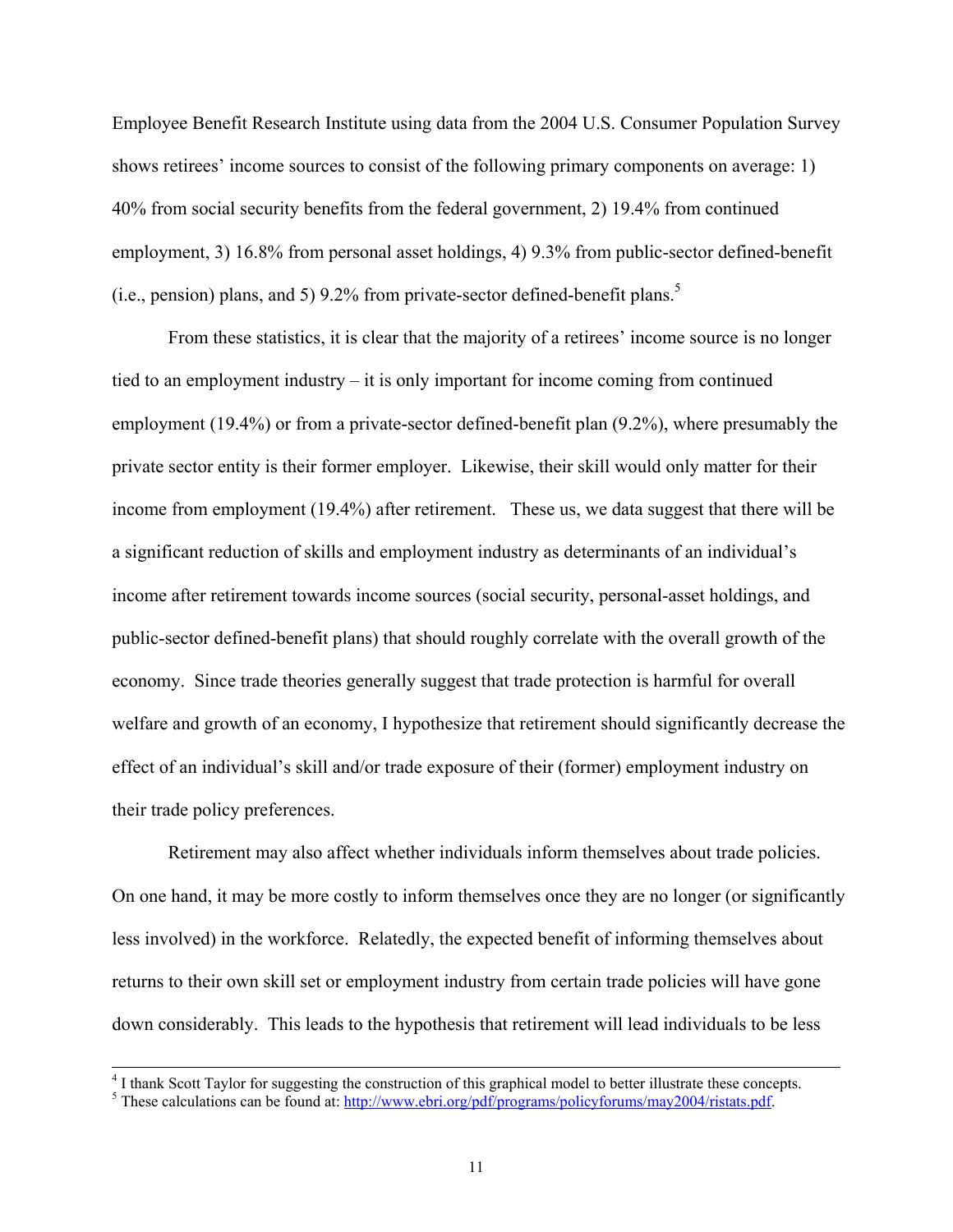Employee Benefit Research Institute using data from the 2004 U.S. Consumer Population Survey shows retirees' income sources to consist of the following primary components on average: 1) 40% from social security benefits from the federal government, 2) 19.4% from continued employment, 3) 16.8% from personal asset holdings, 4) 9.3% from public-sector defined-benefit (i.e., pension) plans, and 5) 9.2% from private-sector defined-benefit plans.[5]

From these statistics, it is clear that the majority of a retirees' income source is no longer tied to an employment industry – it is only important for income coming from continued employment (19.4%) or from a private-sector defined-benefit plan (9.2%), where presumably the private sector entity is their former employer. Likewise, their skill would only matter for their income from employment (19.4%) after retirement. These us, we data suggest that there will be a significant reduction of skills and employment industry as determinants of an individual's income after retirement towards income sources (social security, personal-asset holdings, and public-sector defined-benefit plans) that should roughly correlate with the overall growth of the economy. Since trade theories generally suggest that trade protection is harmful for overall welfare and growth of an economy, I hypothesize that retirement should significantly decrease the effect of an individual's skill and/or trade exposure of their (former) employment industry on their trade policy preferences.

Retirement may also affect whether individuals inform themselves about trade policies. On one hand, it may be more costly to inform themselves once they are no longer (or significantly less involved) in the workforce. Relatedly, the expected benefit of informing themselves about returns to their own skill set or employment industry from certain trade policies will have gone down considerably. This leads to the hypothesis that retirement will lead individuals to be less

---

[4] I thank Scott Taylor for suggesting the construction of this graphical model to better illustrate these concepts.

[5] These calculations can be found at: http://www.ebri.org/pdf/programs/policyforums/may2004/ristats.pdf.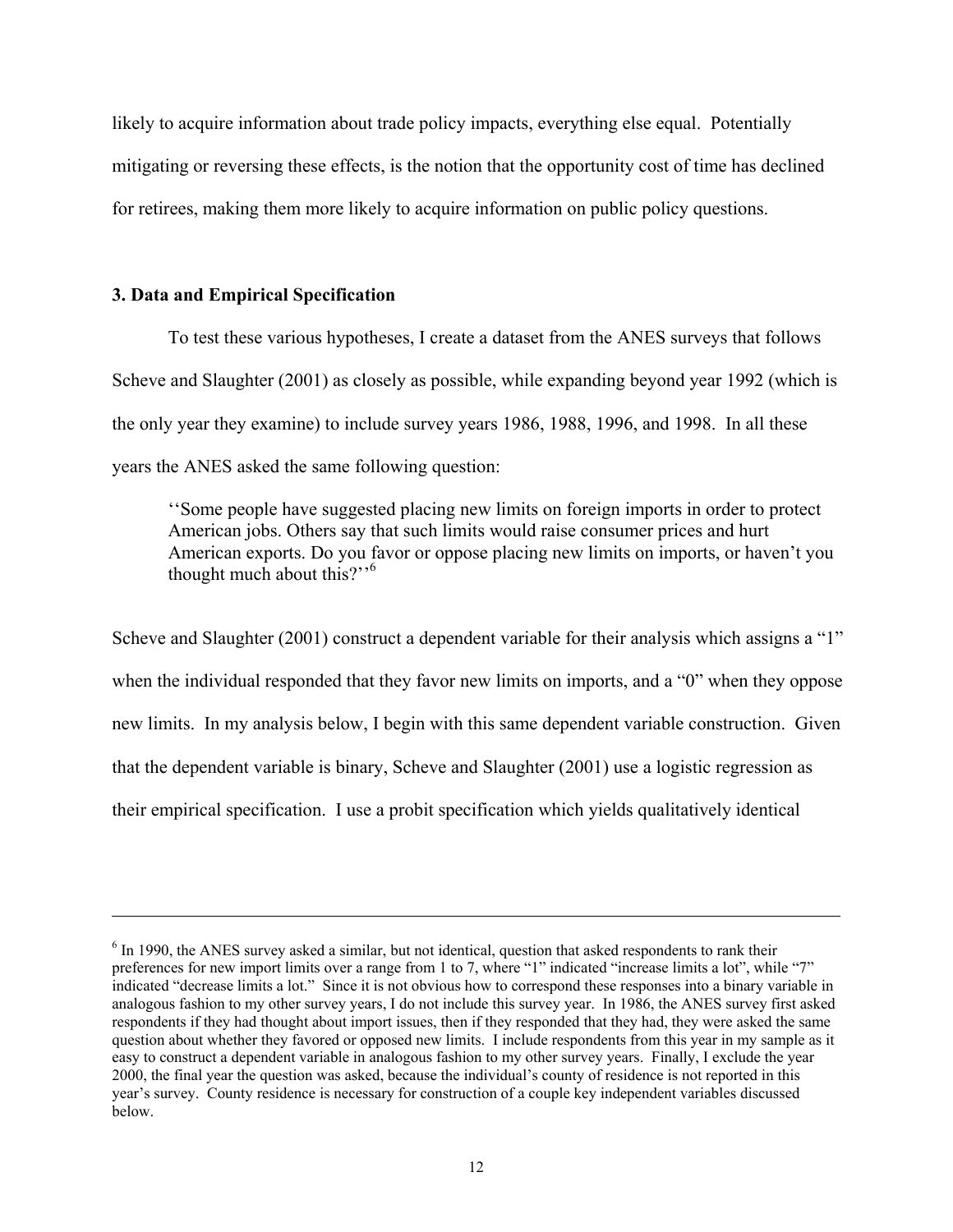likely to acquire information about trade policy impacts, everything else equal. Potentially mitigating or reversing these effects, is the notion that the opportunity cost of time has declined for retirees, making them more likely to acquire information on public policy questions.

### 3. Data and Empirical Specification

To test these various hypotheses, I create a dataset from the ANES surveys that follows Scheve and Slaughter (2001) as closely as possible, while expanding beyond year 1992 (which is the only year they examine) to include survey years 1986, 1988, 1996, and 1998. In all these years the ANES asked the same following question:

> ''Some people have suggested placing new limits on foreign imports in order to protect American jobs. Others say that such limits would raise consumer prices and hurt American exports. Do you favor or oppose placing new limits on imports, or haven't you thought much about this?''[6]

Scheve and Slaughter (2001) construct a dependent variable for their analysis which assigns a "1" when the individual responded that they favor new limits on imports, and a "0" when they oppose new limits. In my analysis below, I begin with this same dependent variable construction. Given that the dependent variable is binary, Scheve and Slaughter (2001) use a logistic regression as their empirical specification. I use a probit specification which yields qualitatively identical

---

[6] In 1990, the ANES survey asked a similar, but not identical, question that asked respondents to rank their preferences for new import limits over a range from 1 to 7, where "1" indicated "increase limits a lot", while "7" indicated "decrease limits a lot." Since it is not obvious how to correspond these responses into a binary variable in analogous fashion to my other survey years, I do not include this survey year. In 1986, the ANES survey first asked respondents if they had thought about import issues, then if they responded that they had, they were asked the same question about whether they favored or opposed new limits. I include respondents from this year in my sample as it easy to construct a dependent variable in analogous fashion to my other survey years. Finally, I exclude the year 2000, the final year the question was asked, because the individual's county of residence is not reported in this year's survey. County residence is necessary for construction of a couple key independent variables discussed below.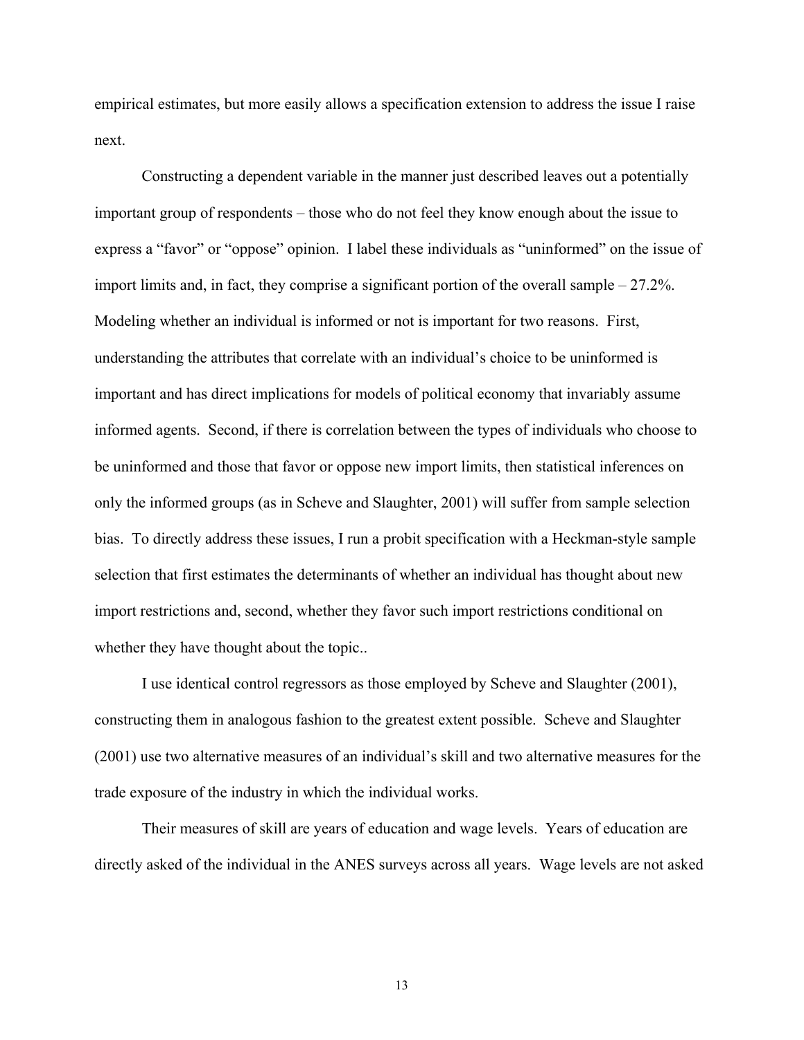empirical estimates, but more easily allows a specification extension to address the issue I raise next.

Constructing a dependent variable in the manner just described leaves out a potentially important group of respondents – those who do not feel they know enough about the issue to express a "favor" or "oppose" opinion. I label these individuals as "uninformed" on the issue of import limits and, in fact, they comprise a significant portion of the overall sample – 27.2%. Modeling whether an individual is informed or not is important for two reasons. First, understanding the attributes that correlate with an individual's choice to be uninformed is important and has direct implications for models of political economy that invariably assume informed agents. Second, if there is correlation between the types of individuals who choose to be uninformed and those that favor or oppose new import limits, then statistical inferences on only the informed groups (as in Scheve and Slaughter, 2001) will suffer from sample selection bias. To directly address these issues, I run a probit specification with a Heckman-style sample selection that first estimates the determinants of whether an individual has thought about new import restrictions and, second, whether they favor such import restrictions conditional on whether they have thought about the topic..

I use identical control regressors as those employed by Scheve and Slaughter (2001), constructing them in analogous fashion to the greatest extent possible. Scheve and Slaughter (2001) use two alternative measures of an individual's skill and two alternative measures for the trade exposure of the industry in which the individual works.

Their measures of skill are years of education and wage levels. Years of education are directly asked of the individual in the ANES surveys across all years. Wage levels are not asked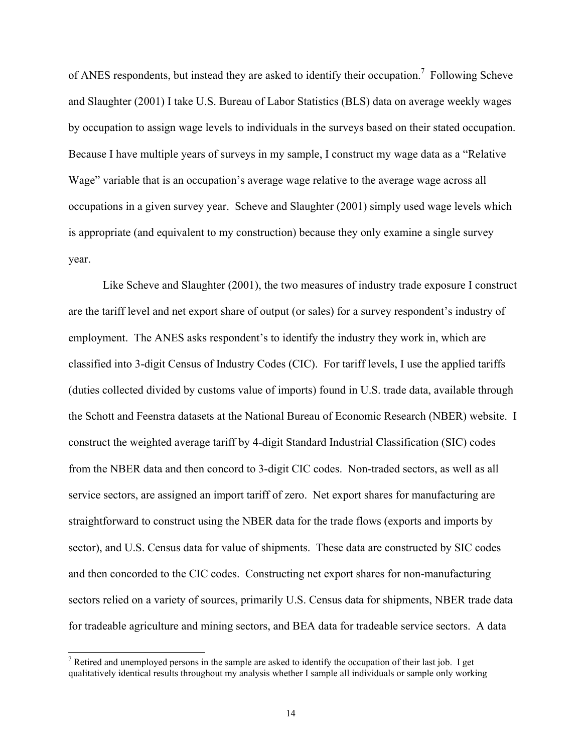of ANES respondents, but instead they are asked to identify their occupation.[7] Following Scheve and Slaughter (2001) I take U.S. Bureau of Labor Statistics (BLS) data on average weekly wages by occupation to assign wage levels to individuals in the surveys based on their stated occupation. Because I have multiple years of surveys in my sample, I construct my wage data as a "Relative Wage" variable that is an occupation's average wage relative to the average wage across all occupations in a given survey year. Scheve and Slaughter (2001) simply used wage levels which is appropriate (and equivalent to my construction) because they only examine a single survey year.

Like Scheve and Slaughter (2001), the two measures of industry trade exposure I construct are the tariff level and net export share of output (or sales) for a survey respondent's industry of employment. The ANES asks respondent's to identify the industry they work in, which are classified into 3-digit Census of Industry Codes (CIC). For tariff levels, I use the applied tariffs (duties collected divided by customs value of imports) found in U.S. trade data, available through the Schott and Feenstra datasets at the National Bureau of Economic Research (NBER) website. I construct the weighted average tariff by 4-digit Standard Industrial Classification (SIC) codes from the NBER data and then concord to 3-digit CIC codes. Non-traded sectors, as well as all service sectors, are assigned an import tariff of zero. Net export shares for manufacturing are straightforward to construct using the NBER data for the trade flows (exports and imports by sector), and U.S. Census data for value of shipments. These data are constructed by SIC codes and then concorded to the CIC codes. Constructing net export shares for non-manufacturing sectors relied on a variety of sources, primarily U.S. Census data for shipments, NBER trade data for tradeable agriculture and mining sectors, and BEA data for tradeable service sectors. A data

[7] Retired and unemployed persons in the sample are asked to identify the occupation of their last job. I get qualitatively identical results throughout my analysis whether I sample all individuals or sample only working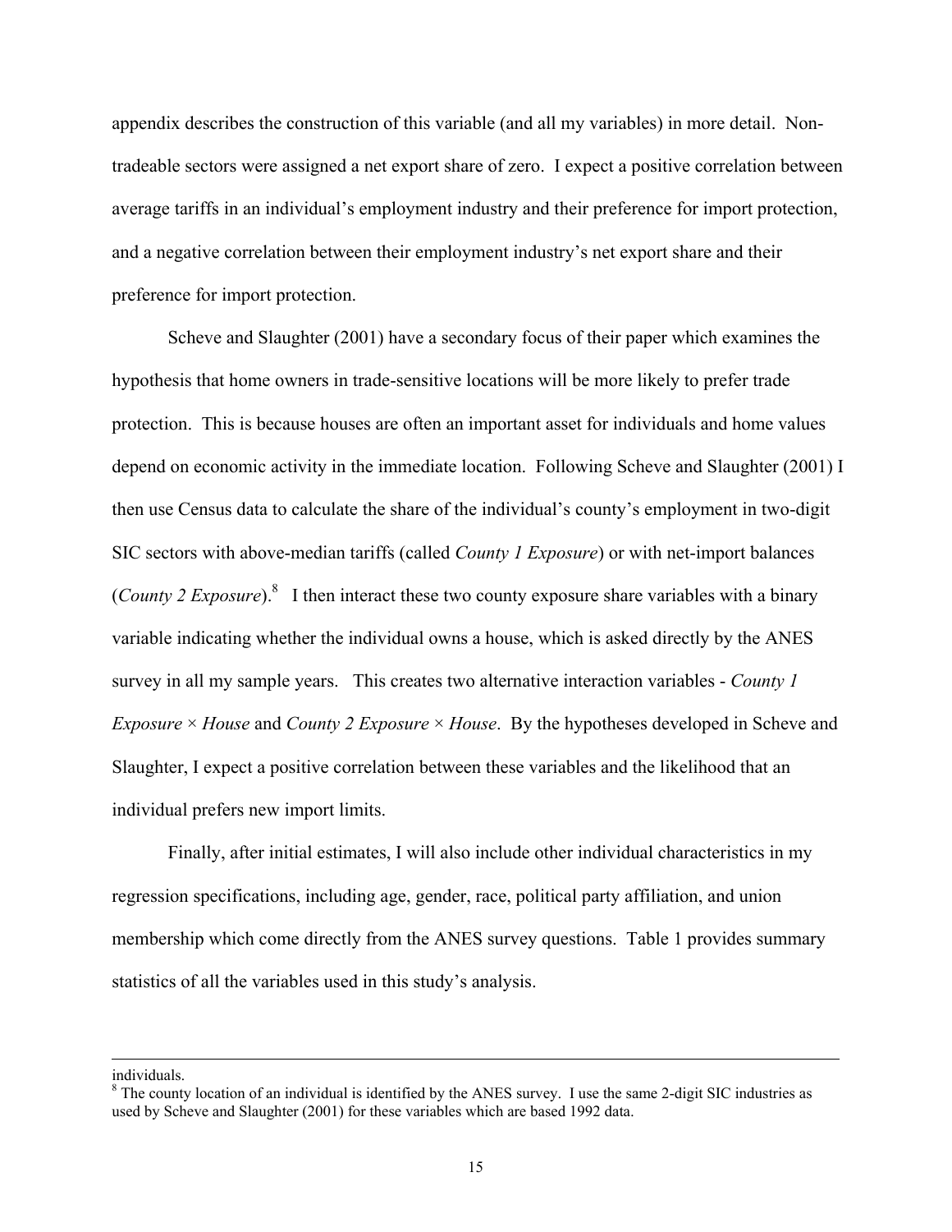appendix describes the construction of this variable (and all my variables) in more detail. Non-tradeable sectors were assigned a net export share of zero. I expect a positive correlation between average tariffs in an individual's employment industry and their preference for import protection, and a negative correlation between their employment industry's net export share and their preference for import protection.

Scheve and Slaughter (2001) have a secondary focus of their paper which examines the hypothesis that home owners in trade-sensitive locations will be more likely to prefer trade protection. This is because houses are often an important asset for individuals and home values depend on economic activity in the immediate location. Following Scheve and Slaughter (2001) I then use Census data to calculate the share of the individual's county's employment in two-digit SIC sectors with above-median tariffs (called *County 1 Exposure*) or with net-import balances (*County 2 Exposure*).[8] I then interact these two county exposure share variables with a binary variable indicating whether the individual owns a house, which is asked directly by the ANES survey in all my sample years. This creates two alternative interaction variables - *County 1 Exposure* × *House* and *County 2 Exposure* × *House*. By the hypotheses developed in Scheve and Slaughter, I expect a positive correlation between these variables and the likelihood that an individual prefers new import limits.

Finally, after initial estimates, I will also include other individual characteristics in my regression specifications, including age, gender, race, political party affiliation, and union membership which come directly from the ANES survey questions. Table 1 provides summary statistics of all the variables used in this study's analysis.

---

individuals.

[8] The county location of an individual is identified by the ANES survey. I use the same 2-digit SIC industries as used by Scheve and Slaughter (2001) for these variables which are based 1992 data.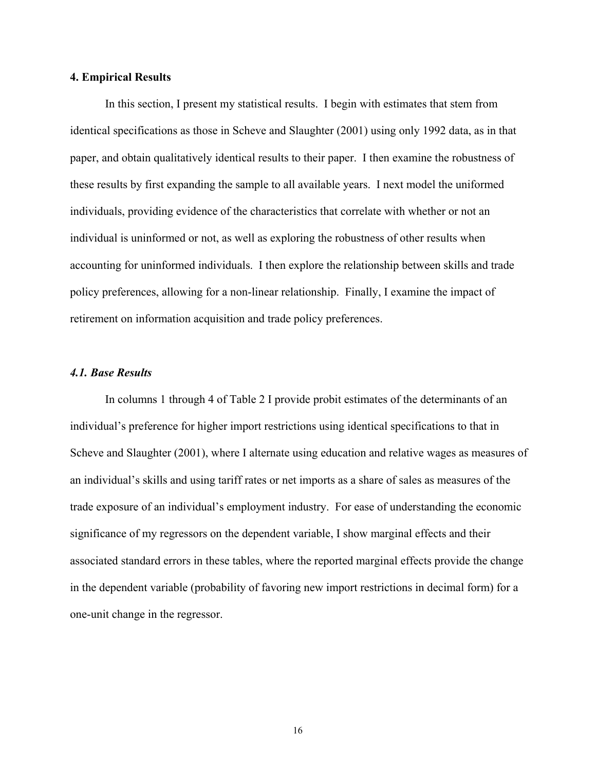## 4. Empirical Results

In this section, I present my statistical results. I begin with estimates that stem from identical specifications as those in Scheve and Slaughter (2001) using only 1992 data, as in that paper, and obtain qualitatively identical results to their paper. I then examine the robustness of these results by first expanding the sample to all available years. I next model the uniformed individuals, providing evidence of the characteristics that correlate with whether or not an individual is uninformed or not, as well as exploring the robustness of other results when accounting for uninformed individuals. I then explore the relationship between skills and trade policy preferences, allowing for a non-linear relationship. Finally, I examine the impact of retirement on information acquisition and trade policy preferences.

### *4.1. Base Results*

In columns 1 through 4 of Table 2 I provide probit estimates of the determinants of an individual's preference for higher import restrictions using identical specifications to that in Scheve and Slaughter (2001), where I alternate using education and relative wages as measures of an individual's skills and using tariff rates or net imports as a share of sales as measures of the trade exposure of an individual's employment industry. For ease of understanding the economic significance of my regressors on the dependent variable, I show marginal effects and their associated standard errors in these tables, where the reported marginal effects provide the change in the dependent variable (probability of favoring new import restrictions in decimal form) for a one-unit change in the regressor.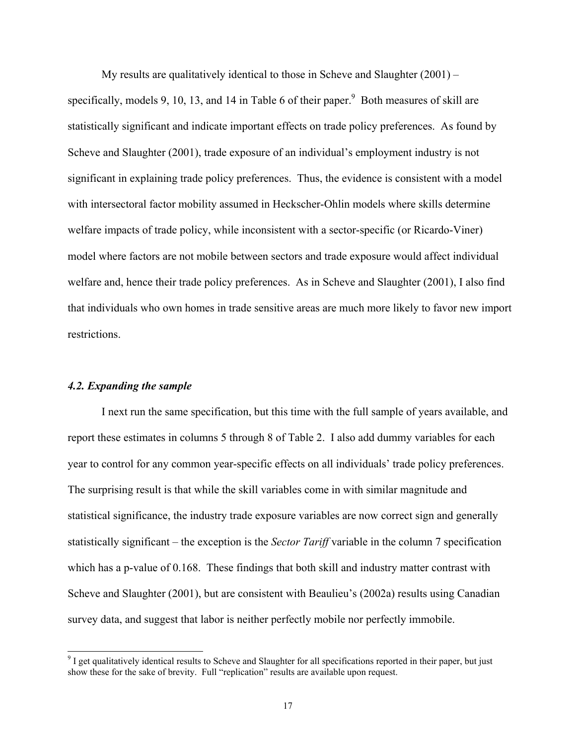My results are qualitatively identical to those in Scheve and Slaughter (2001) – specifically, models 9, 10, 13, and 14 in Table 6 of their paper.[9] Both measures of skill are statistically significant and indicate important effects on trade policy preferences. As found by Scheve and Slaughter (2001), trade exposure of an individual's employment industry is not significant in explaining trade policy preferences. Thus, the evidence is consistent with a model with intersectoral factor mobility assumed in Heckscher-Ohlin models where skills determine welfare impacts of trade policy, while inconsistent with a sector-specific (or Ricardo-Viner) model where factors are not mobile between sectors and trade exposure would affect individual welfare and, hence their trade policy preferences. As in Scheve and Slaughter (2001), I also find that individuals who own homes in trade sensitive areas are much more likely to favor new import restrictions.

### *4.2. Expanding the sample*

I next run the same specification, but this time with the full sample of years available, and report these estimates in columns 5 through 8 of Table 2. I also add dummy variables for each year to control for any common year-specific effects on all individuals' trade policy preferences. The surprising result is that while the skill variables come in with similar magnitude and statistical significance, the industry trade exposure variables are now correct sign and generally statistically significant – the exception is the *Sector Tariff* variable in the column 7 specification which has a p-value of 0.168. These findings that both skill and industry matter contrast with Scheve and Slaughter (2001), but are consistent with Beaulieu's (2002a) results using Canadian survey data, and suggest that labor is neither perfectly mobile nor perfectly immobile.

[9] I get qualitatively identical results to Scheve and Slaughter for all specifications reported in their paper, but just show these for the sake of brevity. Full "replication" results are available upon request.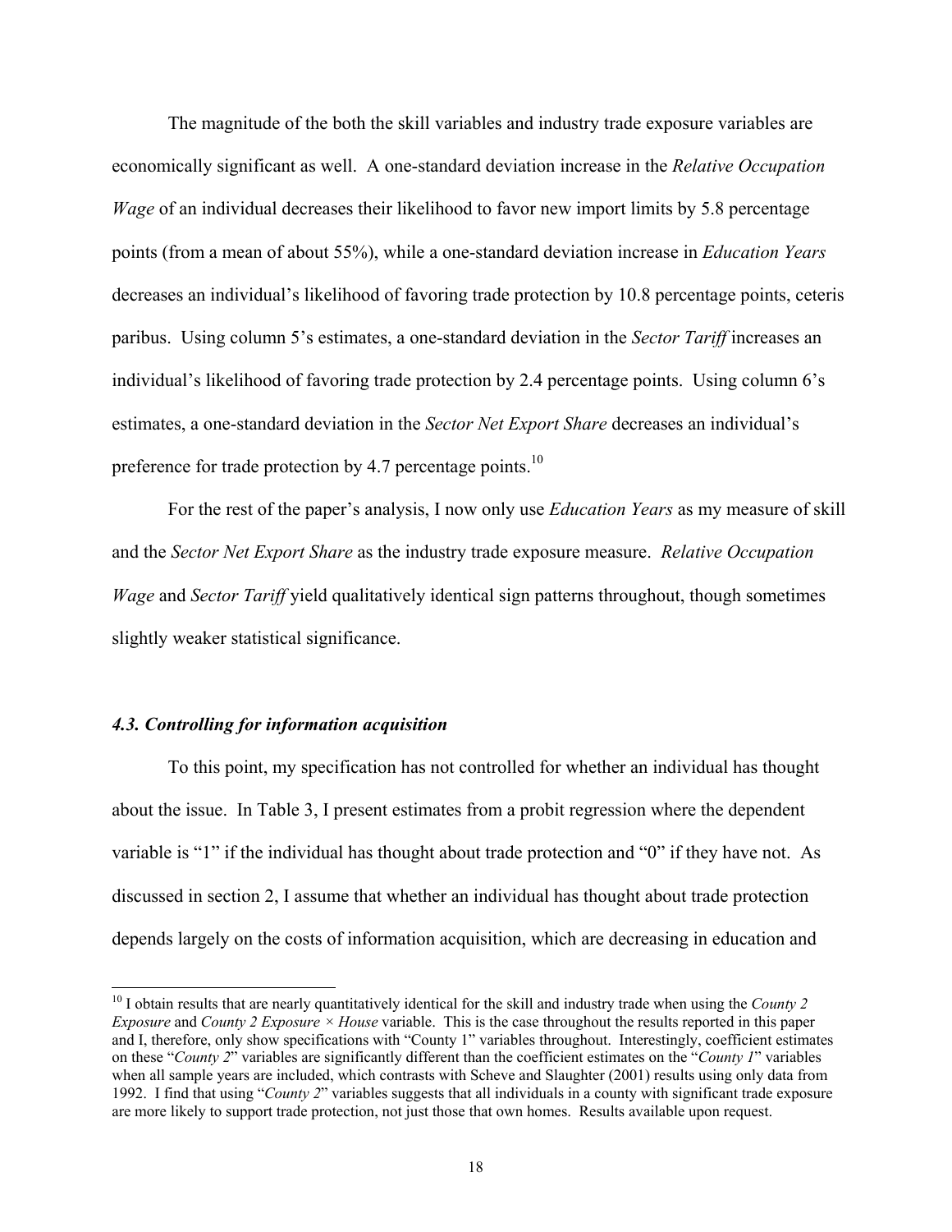The magnitude of the both the skill variables and industry trade exposure variables are economically significant as well. A one-standard deviation increase in the *Relative Occupation Wage* of an individual decreases their likelihood to favor new import limits by 5.8 percentage points (from a mean of about 55%), while a one-standard deviation increase in *Education Years* decreases an individual's likelihood of favoring trade protection by 10.8 percentage points, ceteris paribus. Using column 5's estimates, a one-standard deviation in the *Sector Tariff* increases an individual's likelihood of favoring trade protection by 2.4 percentage points. Using column 6's estimates, a one-standard deviation in the *Sector Net Export Share* decreases an individual's preference for trade protection by 4.7 percentage points.[10]

For the rest of the paper's analysis, I now only use *Education Years* as my measure of skill and the *Sector Net Export Share* as the industry trade exposure measure. *Relative Occupation Wage* and *Sector Tariff* yield qualitatively identical sign patterns throughout, though sometimes slightly weaker statistical significance.

### *4.3. Controlling for information acquisition*

To this point, my specification has not controlled for whether an individual has thought about the issue. In Table 3, I present estimates from a probit regression where the dependent variable is "1" if the individual has thought about trade protection and "0" if they have not. As discussed in section 2, I assume that whether an individual has thought about trade protection depends largely on the costs of information acquisition, which are decreasing in education and

[10] I obtain results that are nearly quantitatively identical for the skill and industry trade when using the *County 2 Exposure* and *County 2 Exposure × House* variable. This is the case throughout the results reported in this paper and I, therefore, only show specifications with "County 1" variables throughout. Interestingly, coefficient estimates on these "*County 2*" variables are significantly different than the coefficient estimates on the "*County 1*" variables when all sample years are included, which contrasts with Scheve and Slaughter (2001) results using only data from 1992. I find that using "*County 2*" variables suggests that all individuals in a county with significant trade exposure are more likely to support trade protection, not just those that own homes. Results available upon request.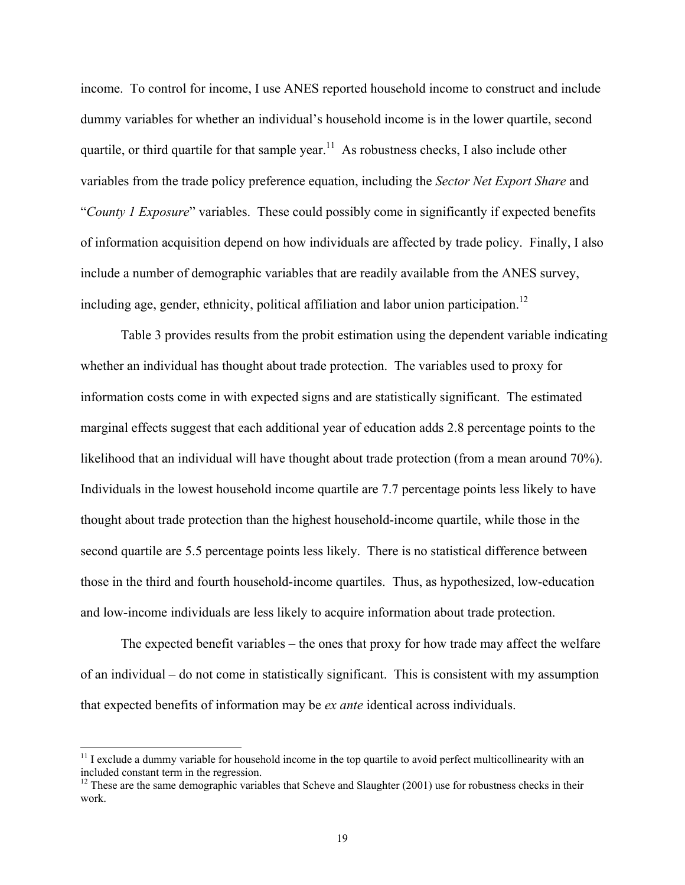income. To control for income, I use ANES reported household income to construct and include dummy variables for whether an individual's household income is in the lower quartile, second quartile, or third quartile for that sample year.[11] As robustness checks, I also include other variables from the trade policy preference equation, including the *Sector Net Export Share* and "*County 1 Exposure*" variables. These could possibly come in significantly if expected benefits of information acquisition depend on how individuals are affected by trade policy. Finally, I also include a number of demographic variables that are readily available from the ANES survey, including age, gender, ethnicity, political affiliation and labor union participation.[12]

Table 3 provides results from the probit estimation using the dependent variable indicating whether an individual has thought about trade protection. The variables used to proxy for information costs come in with expected signs and are statistically significant. The estimated marginal effects suggest that each additional year of education adds 2.8 percentage points to the likelihood that an individual will have thought about trade protection (from a mean around 70%). Individuals in the lowest household income quartile are 7.7 percentage points less likely to have thought about trade protection than the highest household-income quartile, while those in the second quartile are 5.5 percentage points less likely. There is no statistical difference between those in the third and fourth household-income quartiles. Thus, as hypothesized, low-education and low-income individuals are less likely to acquire information about trade protection.

The expected benefit variables – the ones that proxy for how trade may affect the welfare of an individual – do not come in statistically significant. This is consistent with my assumption that expected benefits of information may be *ex ante* identical across individuals.

---

[11] I exclude a dummy variable for household income in the top quartile to avoid perfect multicollinearity with an included constant term in the regression.

[12] These are the same demographic variables that Scheve and Slaughter (2001) use for robustness checks in their work.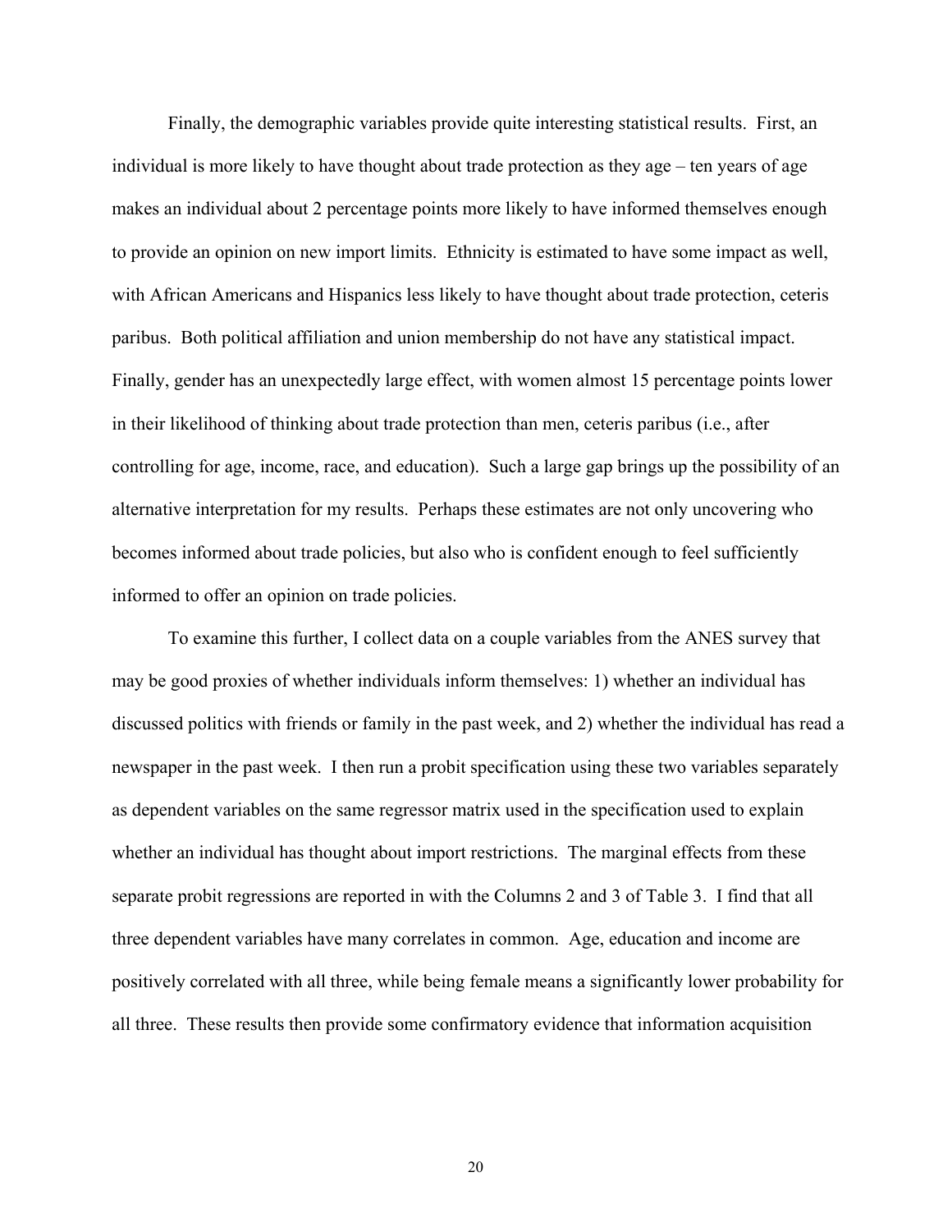Finally, the demographic variables provide quite interesting statistical results. First, an individual is more likely to have thought about trade protection as they age – ten years of age makes an individual about 2 percentage points more likely to have informed themselves enough to provide an opinion on new import limits. Ethnicity is estimated to have some impact as well, with African Americans and Hispanics less likely to have thought about trade protection, ceteris paribus. Both political affiliation and union membership do not have any statistical impact. Finally, gender has an unexpectedly large effect, with women almost 15 percentage points lower in their likelihood of thinking about trade protection than men, ceteris paribus (i.e., after controlling for age, income, race, and education). Such a large gap brings up the possibility of an alternative interpretation for my results. Perhaps these estimates are not only uncovering who becomes informed about trade policies, but also who is confident enough to feel sufficiently informed to offer an opinion on trade policies.

To examine this further, I collect data on a couple variables from the ANES survey that may be good proxies of whether individuals inform themselves: 1) whether an individual has discussed politics with friends or family in the past week, and 2) whether the individual has read a newspaper in the past week. I then run a probit specification using these two variables separately as dependent variables on the same regressor matrix used in the specification used to explain whether an individual has thought about import restrictions. The marginal effects from these separate probit regressions are reported in with the Columns 2 and 3 of Table 3. I find that all three dependent variables have many correlates in common. Age, education and income are positively correlated with all three, while being female means a significantly lower probability for all three. These results then provide some confirmatory evidence that information acquisition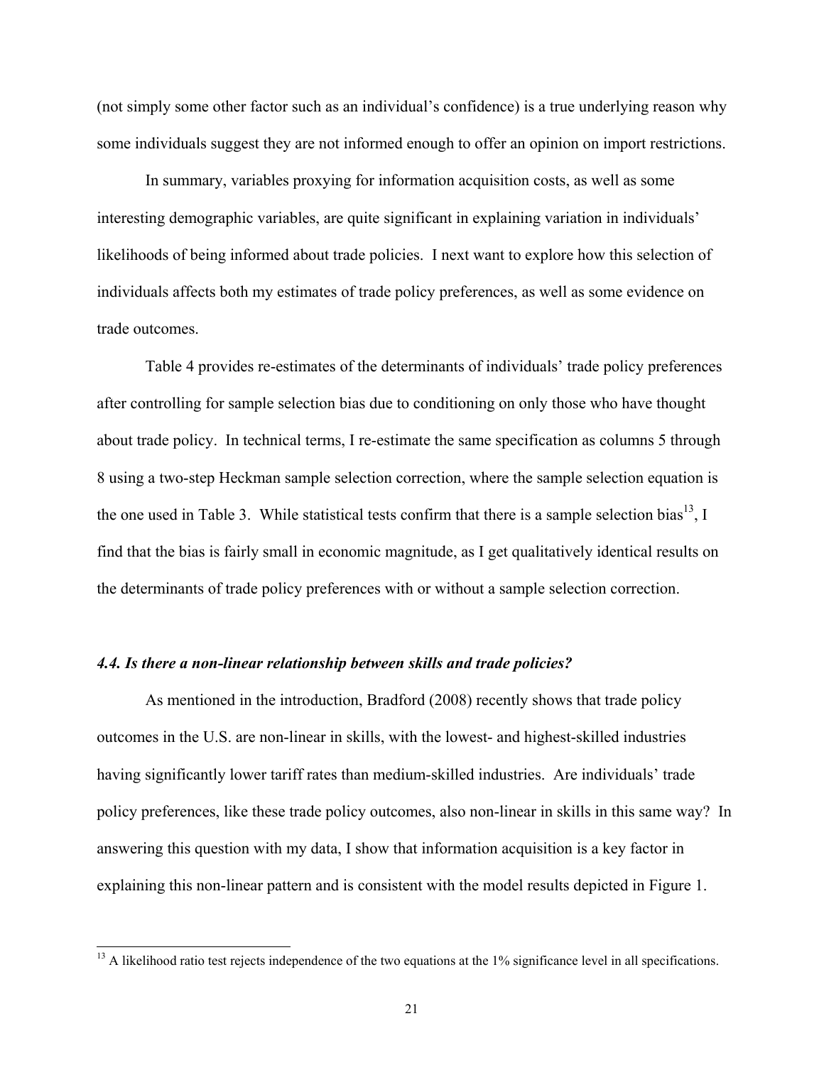(not simply some other factor such as an individual's confidence) is a true underlying reason why some individuals suggest they are not informed enough to offer an opinion on import restrictions.

In summary, variables proxying for information acquisition costs, as well as some interesting demographic variables, are quite significant in explaining variation in individuals' likelihoods of being informed about trade policies. I next want to explore how this selection of individuals affects both my estimates of trade policy preferences, as well as some evidence on trade outcomes.

Table 4 provides re-estimates of the determinants of individuals' trade policy preferences after controlling for sample selection bias due to conditioning on only those who have thought about trade policy. In technical terms, I re-estimate the same specification as columns 5 through 8 using a two-step Heckman sample selection correction, where the sample selection equation is the one used in Table 3. While statistical tests confirm that there is a sample selection bias[13], I find that the bias is fairly small in economic magnitude, as I get qualitatively identical results on the determinants of trade policy preferences with or without a sample selection correction.

### *4.4. Is there a non-linear relationship between skills and trade policies?*

As mentioned in the introduction, Bradford (2008) recently shows that trade policy outcomes in the U.S. are non-linear in skills, with the lowest- and highest-skilled industries having significantly lower tariff rates than medium-skilled industries. Are individuals' trade policy preferences, like these trade policy outcomes, also non-linear in skills in this same way? In answering this question with my data, I show that information acquisition is a key factor in explaining this non-linear pattern and is consistent with the model results depicted in Figure 1.

[13] A likelihood ratio test rejects independence of the two equations at the 1% significance level in all specifications.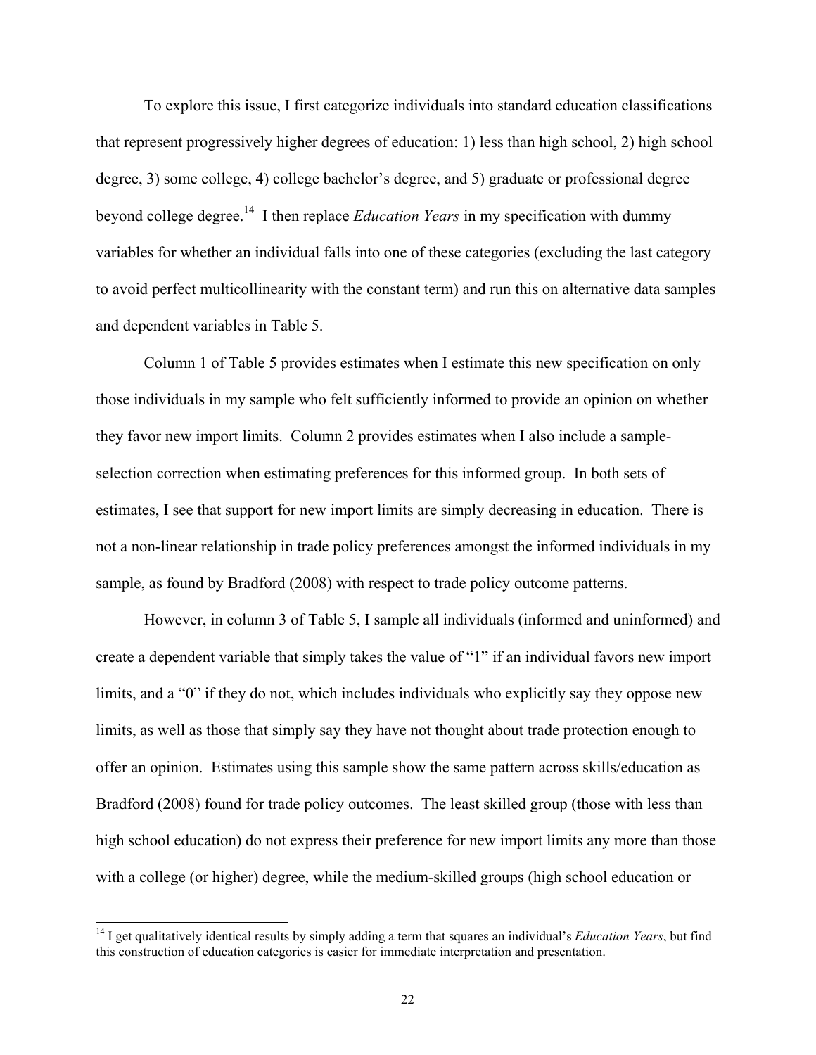To explore this issue, I first categorize individuals into standard education classifications that represent progressively higher degrees of education: 1) less than high school, 2) high school degree, 3) some college, 4) college bachelor's degree, and 5) graduate or professional degree beyond college degree.[14] I then replace *Education Years* in my specification with dummy variables for whether an individual falls into one of these categories (excluding the last category to avoid perfect multicollinearity with the constant term) and run this on alternative data samples and dependent variables in Table 5.

Column 1 of Table 5 provides estimates when I estimate this new specification on only those individuals in my sample who felt sufficiently informed to provide an opinion on whether they favor new import limits. Column 2 provides estimates when I also include a sample-selection correction when estimating preferences for this informed group. In both sets of estimates, I see that support for new import limits are simply decreasing in education. There is not a non-linear relationship in trade policy preferences amongst the informed individuals in my sample, as found by Bradford (2008) with respect to trade policy outcome patterns.

However, in column 3 of Table 5, I sample all individuals (informed and uninformed) and create a dependent variable that simply takes the value of "1" if an individual favors new import limits, and a "0" if they do not, which includes individuals who explicitly say they oppose new limits, as well as those that simply say they have not thought about trade protection enough to offer an opinion. Estimates using this sample show the same pattern across skills/education as Bradford (2008) found for trade policy outcomes. The least skilled group (those with less than high school education) do not express their preference for new import limits any more than those with a college (or higher) degree, while the medium-skilled groups (high school education or

[14] I get qualitatively identical results by simply adding a term that squares an individual's *Education Years*, but find this construction of education categories is easier for immediate interpretation and presentation.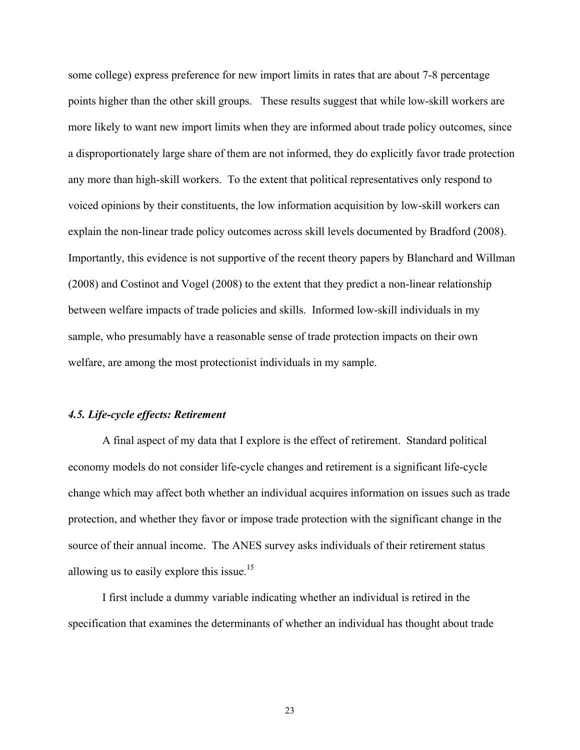some college) express preference for new import limits in rates that are about 7-8 percentage points higher than the other skill groups. These results suggest that while low-skill workers are more likely to want new import limits when they are informed about trade policy outcomes, since a disproportionately large share of them are not informed, they do explicitly favor trade protection any more than high-skill workers. To the extent that political representatives only respond to voiced opinions by their constituents, the low information acquisition by low-skill workers can explain the non-linear trade policy outcomes across skill levels documented by Bradford (2008). Importantly, this evidence is not supportive of the recent theory papers by Blanchard and Willman (2008) and Costinot and Vogel (2008) to the extent that they predict a non-linear relationship between welfare impacts of trade policies and skills. Informed low-skill individuals in my sample, who presumably have a reasonable sense of trade protection impacts on their own welfare, are among the most protectionist individuals in my sample.

### *4.5. Life-cycle effects: Retirement*

A final aspect of my data that I explore is the effect of retirement. Standard political economy models do not consider life-cycle changes and retirement is a significant life-cycle change which may affect both whether an individual acquires information on issues such as trade protection, and whether they favor or impose trade protection with the significant change in the source of their annual income. The ANES survey asks individuals of their retirement status allowing us to easily explore this issue.[15]

I first include a dummy variable indicating whether an individual is retired in the specification that examines the determinants of whether an individual has thought about trade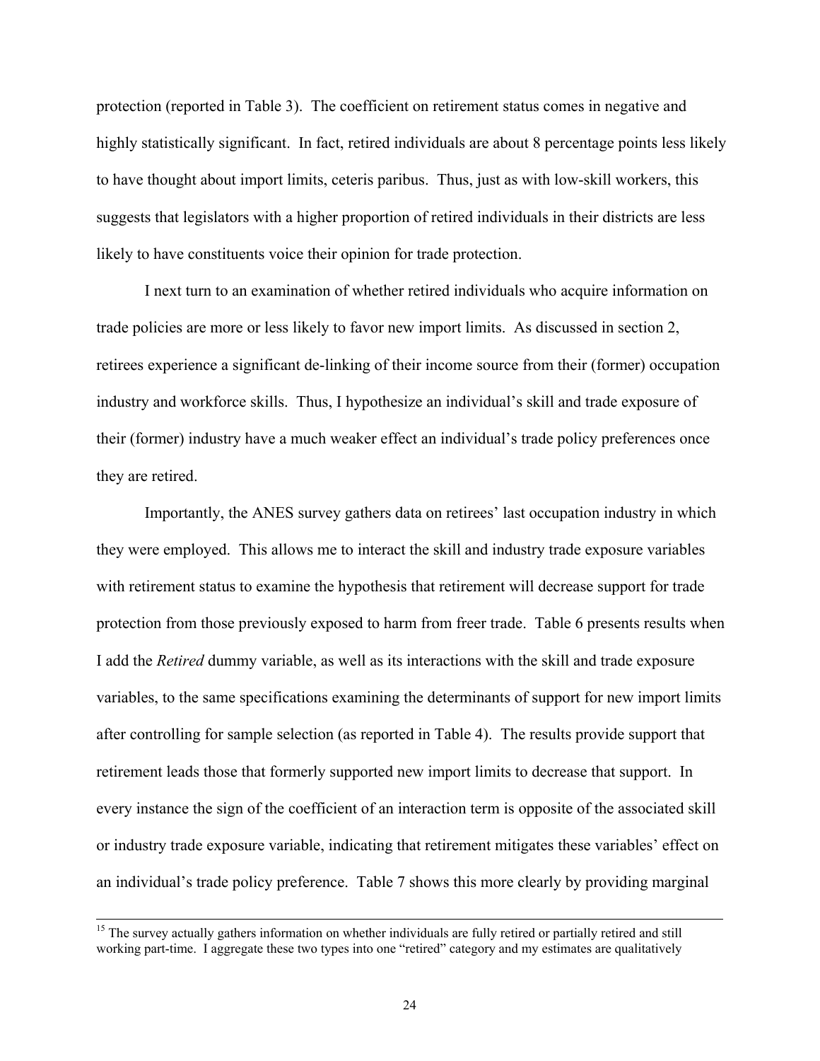protection (reported in Table 3). The coefficient on retirement status comes in negative and highly statistically significant. In fact, retired individuals are about 8 percentage points less likely to have thought about import limits, ceteris paribus. Thus, just as with low-skill workers, this suggests that legislators with a higher proportion of retired individuals in their districts are less likely to have constituents voice their opinion for trade protection.

I next turn to an examination of whether retired individuals who acquire information on trade policies are more or less likely to favor new import limits. As discussed in section 2, retirees experience a significant de-linking of their income source from their (former) occupation industry and workforce skills. Thus, I hypothesize an individual's skill and trade exposure of their (former) industry have a much weaker effect an individual's trade policy preferences once they are retired.

Importantly, the ANES survey gathers data on retirees' last occupation industry in which they were employed. This allows me to interact the skill and industry trade exposure variables with retirement status to examine the hypothesis that retirement will decrease support for trade protection from those previously exposed to harm from freer trade. Table 6 presents results when I add the *Retired* dummy variable, as well as its interactions with the skill and trade exposure variables, to the same specifications examining the determinants of support for new import limits after controlling for sample selection (as reported in Table 4). The results provide support that retirement leads those that formerly supported new import limits to decrease that support. In every instance the sign of the coefficient of an interaction term is opposite of the associated skill or industry trade exposure variable, indicating that retirement mitigates these variables' effect on an individual's trade policy preference. Table 7 shows this more clearly by providing marginal

---

[15] The survey actually gathers information on whether individuals are fully retired or partially retired and still working part-time. I aggregate these two types into one "retired" category and my estimates are qualitatively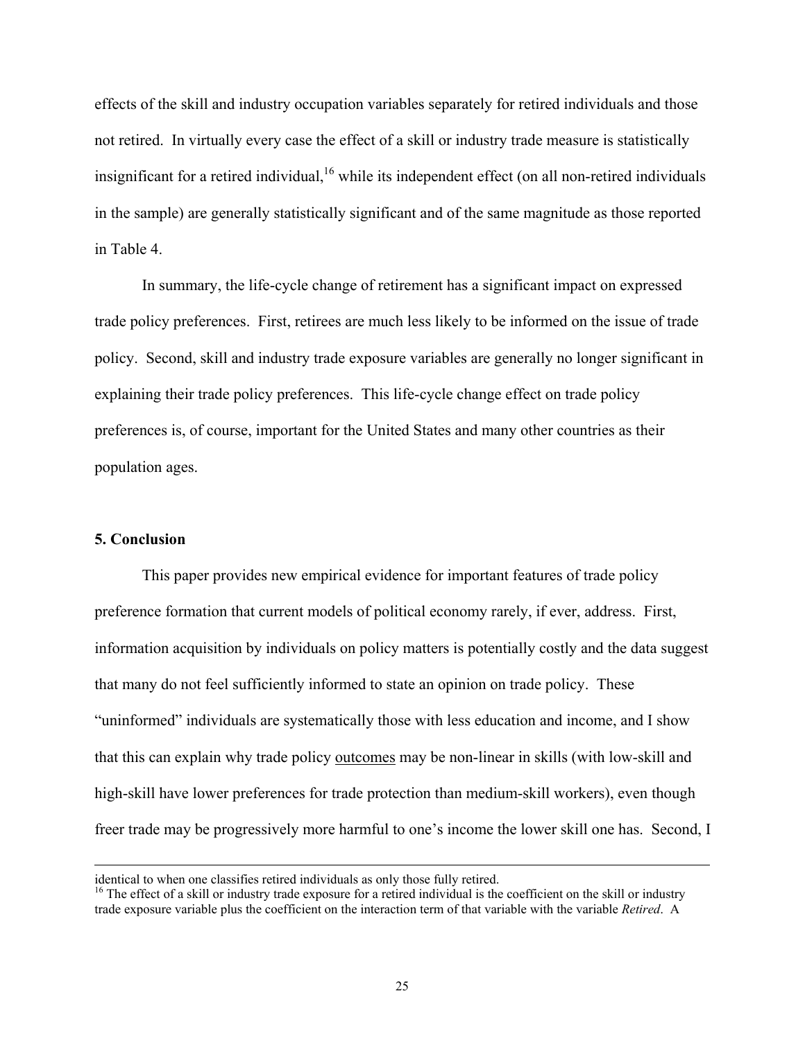effects of the skill and industry occupation variables separately for retired individuals and those not retired. In virtually every case the effect of a skill or industry trade measure is statistically insignificant for a retired individual,[16] while its independent effect (on all non-retired individuals in the sample) are generally statistically significant and of the same magnitude as those reported in Table 4.

In summary, the life-cycle change of retirement has a significant impact on expressed trade policy preferences. First, retirees are much less likely to be informed on the issue of trade policy. Second, skill and industry trade exposure variables are generally no longer significant in explaining their trade policy preferences. This life-cycle change effect on trade policy preferences is, of course, important for the United States and many other countries as their population ages.

## 5. Conclusion

This paper provides new empirical evidence for important features of trade policy preference formation that current models of political economy rarely, if ever, address. First, information acquisition by individuals on policy matters is potentially costly and the data suggest that many do not feel sufficiently informed to state an opinion on trade policy. These "uninformed" individuals are systematically those with less education and income, and I show that this can explain why trade policy outcomes may be non-linear in skills (with low-skill and high-skill have lower preferences for trade protection than medium-skill workers), even though freer trade may be progressively more harmful to one's income the lower skill one has. Second, I

---

identical to when one classifies retired individuals as only those fully retired.

[16] The effect of a skill or industry trade exposure for a retired individual is the coefficient on the skill or industry trade exposure variable plus the coefficient on the interaction term of that variable with the variable *Retired*. A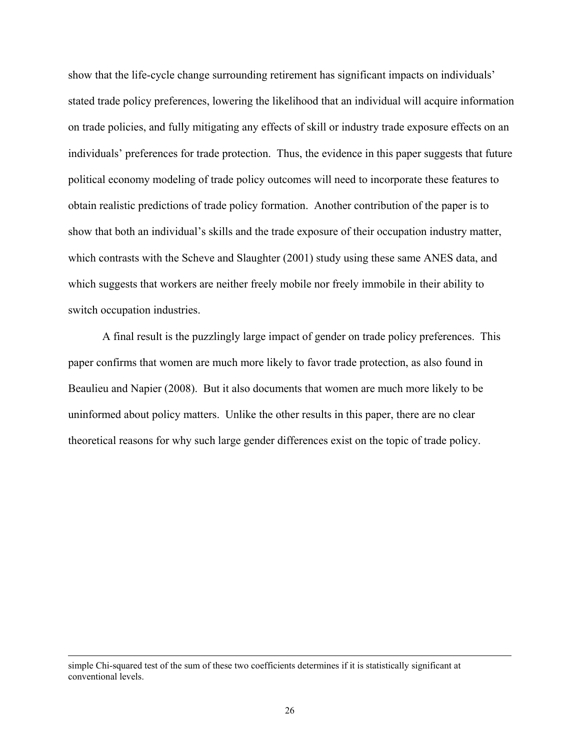show that the life-cycle change surrounding retirement has significant impacts on individuals' stated trade policy preferences, lowering the likelihood that an individual will acquire information on trade policies, and fully mitigating any effects of skill or industry trade exposure effects on an individuals' preferences for trade protection. Thus, the evidence in this paper suggests that future political economy modeling of trade policy outcomes will need to incorporate these features to obtain realistic predictions of trade policy formation. Another contribution of the paper is to show that both an individual's skills and the trade exposure of their occupation industry matter, which contrasts with the Scheve and Slaughter (2001) study using these same ANES data, and which suggests that workers are neither freely mobile nor freely immobile in their ability to switch occupation industries.

A final result is the puzzlingly large impact of gender on trade policy preferences. This paper confirms that women are much more likely to favor trade protection, as also found in Beaulieu and Napier (2008). But it also documents that women are much more likely to be uninformed about policy matters. Unlike the other results in this paper, there are no clear theoretical reasons for why such large gender differences exist on the topic of trade policy.

---

simple Chi-squared test of the sum of these two coefficients determines if it is statistically significant at conventional levels.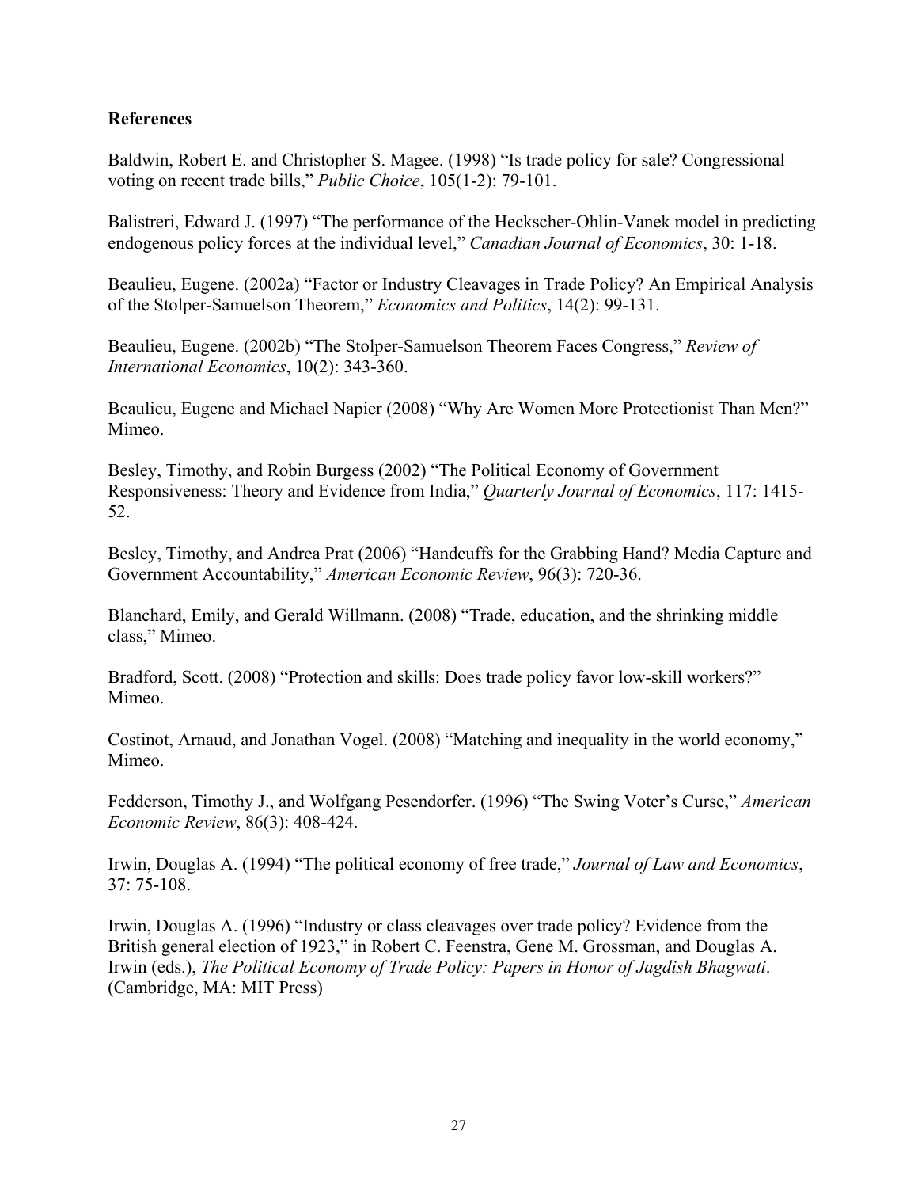**References**

Baldwin, Robert E. and Christopher S. Magee. (1998) "Is trade policy for sale? Congressional voting on recent trade bills," *Public Choice*, 105(1-2): 79-101.

Balistreri, Edward J. (1997) "The performance of the Heckscher-Ohlin-Vanek model in predicting endogenous policy forces at the individual level," *Canadian Journal of Economics*, 30: 1-18.

Beaulieu, Eugene. (2002a) "Factor or Industry Cleavages in Trade Policy? An Empirical Analysis of the Stolper-Samuelson Theorem," *Economics and Politics*, 14(2): 99-131.

Beaulieu, Eugene. (2002b) "The Stolper-Samuelson Theorem Faces Congress," *Review of International Economics*, 10(2): 343-360.

Beaulieu, Eugene and Michael Napier (2008) "Why Are Women More Protectionist Than Men?" Mimeo.

Besley, Timothy, and Robin Burgess (2002) "The Political Economy of Government Responsiveness: Theory and Evidence from India," *Quarterly Journal of Economics*, 117: 1415-52.

Besley, Timothy, and Andrea Prat (2006) "Handcuffs for the Grabbing Hand? Media Capture and Government Accountability," *American Economic Review*, 96(3): 720-36.

Blanchard, Emily, and Gerald Willmann. (2008) "Trade, education, and the shrinking middle class," Mimeo.

Bradford, Scott. (2008) "Protection and skills: Does trade policy favor low-skill workers?" Mimeo.

Costinot, Arnaud, and Jonathan Vogel. (2008) "Matching and inequality in the world economy," Mimeo.

Fedderson, Timothy J., and Wolfgang Pesendorfer. (1996) "The Swing Voter's Curse," *American Economic Review*, 86(3): 408-424.

Irwin, Douglas A. (1994) "The political economy of free trade," *Journal of Law and Economics*, 37: 75-108.

Irwin, Douglas A. (1996) "Industry or class cleavages over trade policy? Evidence from the British general election of 1923," in Robert C. Feenstra, Gene M. Grossman, and Douglas A. Irwin (eds.), *The Political Economy of Trade Policy: Papers in Honor of Jagdish Bhagwati*. (Cambridge, MA: MIT Press)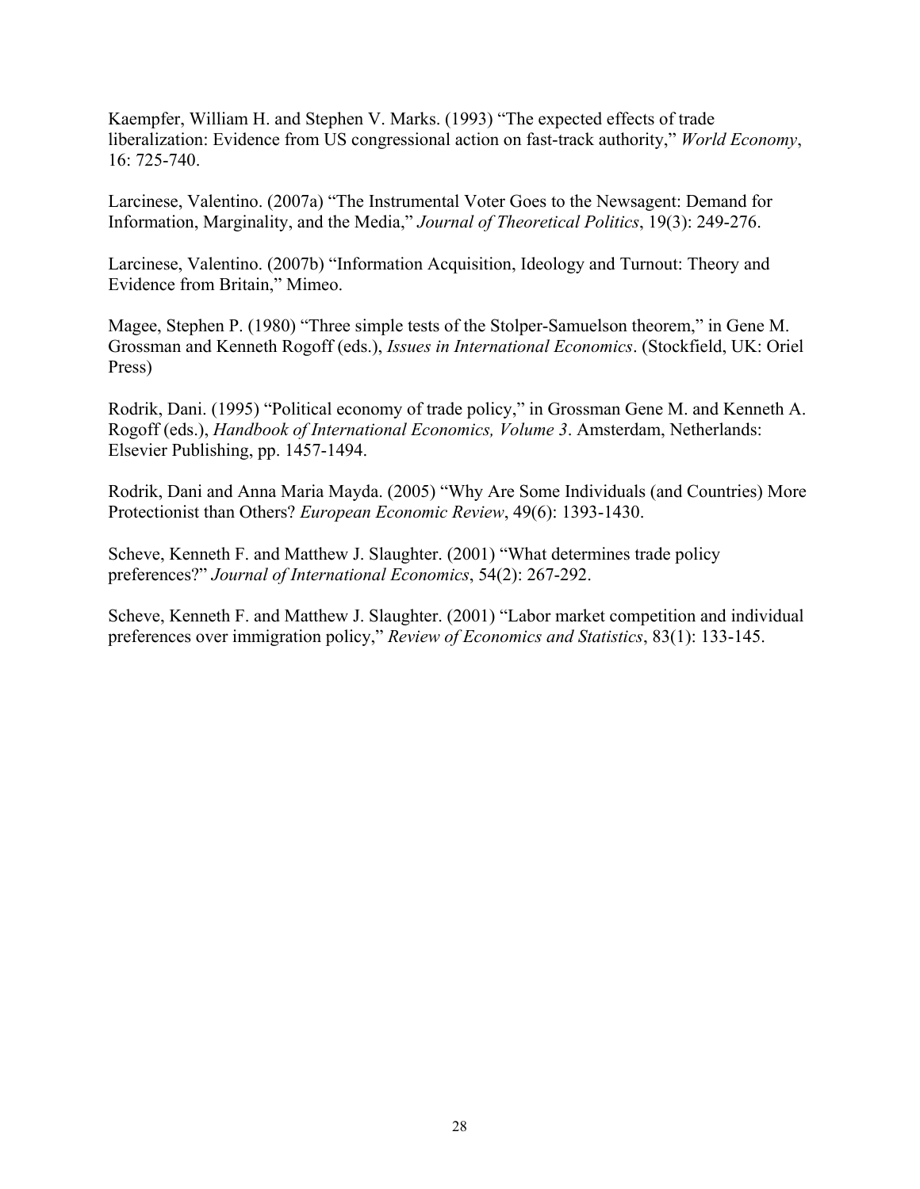Kaempfer, William H. and Stephen V. Marks. (1993) "The expected effects of trade liberalization: Evidence from US congressional action on fast-track authority," *World Economy*, 16: 725-740.

Larcinese, Valentino. (2007a) "The Instrumental Voter Goes to the Newsagent: Demand for Information, Marginality, and the Media," *Journal of Theoretical Politics*, 19(3): 249-276.

Larcinese, Valentino. (2007b) "Information Acquisition, Ideology and Turnout: Theory and Evidence from Britain," Mimeo.

Magee, Stephen P. (1980) "Three simple tests of the Stolper-Samuelson theorem," in Gene M. Grossman and Kenneth Rogoff (eds.), *Issues in International Economics*. (Stockfield, UK: Oriel Press)

Rodrik, Dani. (1995) "Political economy of trade policy," in Grossman Gene M. and Kenneth A. Rogoff (eds.), *Handbook of International Economics, Volume 3*. Amsterdam, Netherlands: Elsevier Publishing, pp. 1457-1494.

Rodrik, Dani and Anna Maria Mayda. (2005) "Why Are Some Individuals (and Countries) More Protectionist than Others? *European Economic Review*, 49(6): 1393-1430.

Scheve, Kenneth F. and Matthew J. Slaughter. (2001) "What determines trade policy preferences?" *Journal of International Economics*, 54(2): 267-292.

Scheve, Kenneth F. and Matthew J. Slaughter. (2001) "Labor market competition and individual preferences over immigration policy," *Review of Economics and Statistics*, 83(1): 133-145.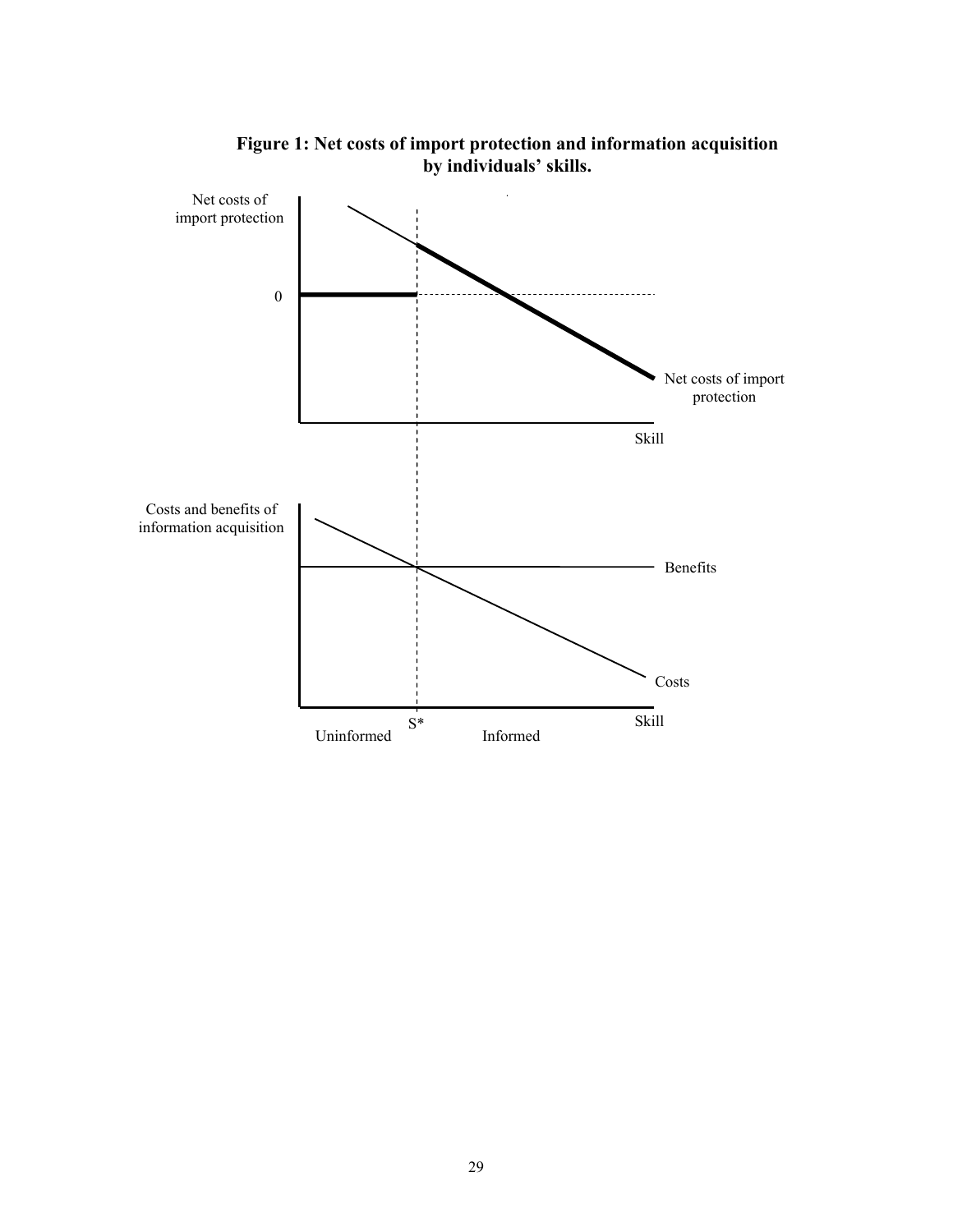**Figure 1: Net costs of import protection and information acquisition by individuals' skills.**

Net costs of import protection

0

Net costs of import protection

Skill

Costs and benefits of information acquisition

Benefits

Costs

S*

Skill

Uninformed

Informed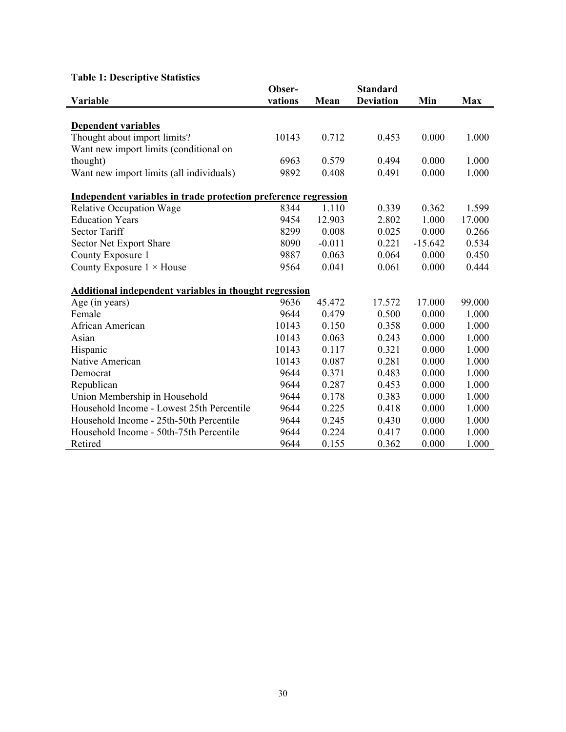**Table 1: Descriptive Statistics**

| Variable | Obser-vations | Mean | Standard Deviation | Min | Max |
|---|---|---|---|---|---|
| **Dependent variables** | | | | | |
| Thought about import limits? | 10143 | 0.712 | 0.453 | 0.000 | 1.000 |
| Want new import limits (conditional on thought) | 6963 | 0.579 | 0.494 | 0.000 | 1.000 |
| Want new import limits (all individuals) | 9892 | 0.408 | 0.491 | 0.000 | 1.000 |
| **Independent variables in trade protection preference regression** | | | | | |
| Relative Occupation Wage | 8344 | 1.110 | 0.339 | 0.362 | 1.599 |
| Education Years | 9454 | 12.903 | 2.802 | 1.000 | 17.000 |
| Sector Tariff | 8299 | 0.008 | 0.025 | 0.000 | 0.266 |
| Sector Net Export Share | 8090 | -0.011 | 0.221 | -15.642 | 0.534 |
| County Exposure 1 | 9887 | 0.063 | 0.064 | 0.000 | 0.450 |
| County Exposure 1 × House | 9564 | 0.041 | 0.061 | 0.000 | 0.444 |
| **Additional independent variables in thought regression** | | | | | |
| Age (in years) | 9636 | 45.472 | 17.572 | 17.000 | 99.000 |
| Female | 9644 | 0.479 | 0.500 | 0.000 | 1.000 |
| African American | 10143 | 0.150 | 0.358 | 0.000 | 1.000 |
| Asian | 10143 | 0.063 | 0.243 | 0.000 | 1.000 |
| Hispanic | 10143 | 0.117 | 0.321 | 0.000 | 1.000 |
| Native American | 10143 | 0.087 | 0.281 | 0.000 | 1.000 |
| Democrat | 9644 | 0.371 | 0.483 | 0.000 | 1.000 |
| Republican | 9644 | 0.287 | 0.453 | 0.000 | 1.000 |
| Union Membership in Household | 9644 | 0.178 | 0.383 | 0.000 | 1.000 |
| Household Income - Lowest 25th Percentile | 9644 | 0.225 | 0.418 | 0.000 | 1.000 |
| Household Income - 25th-50th Percentile | 9644 | 0.245 | 0.430 | 0.000 | 1.000 |
| Household Income - 50th-75th Percentile | 9644 | 0.224 | 0.417 | 0.000 | 1.000 |
| Retired | 9644 | 0.155 | 0.362 | 0.000 | 1.000 |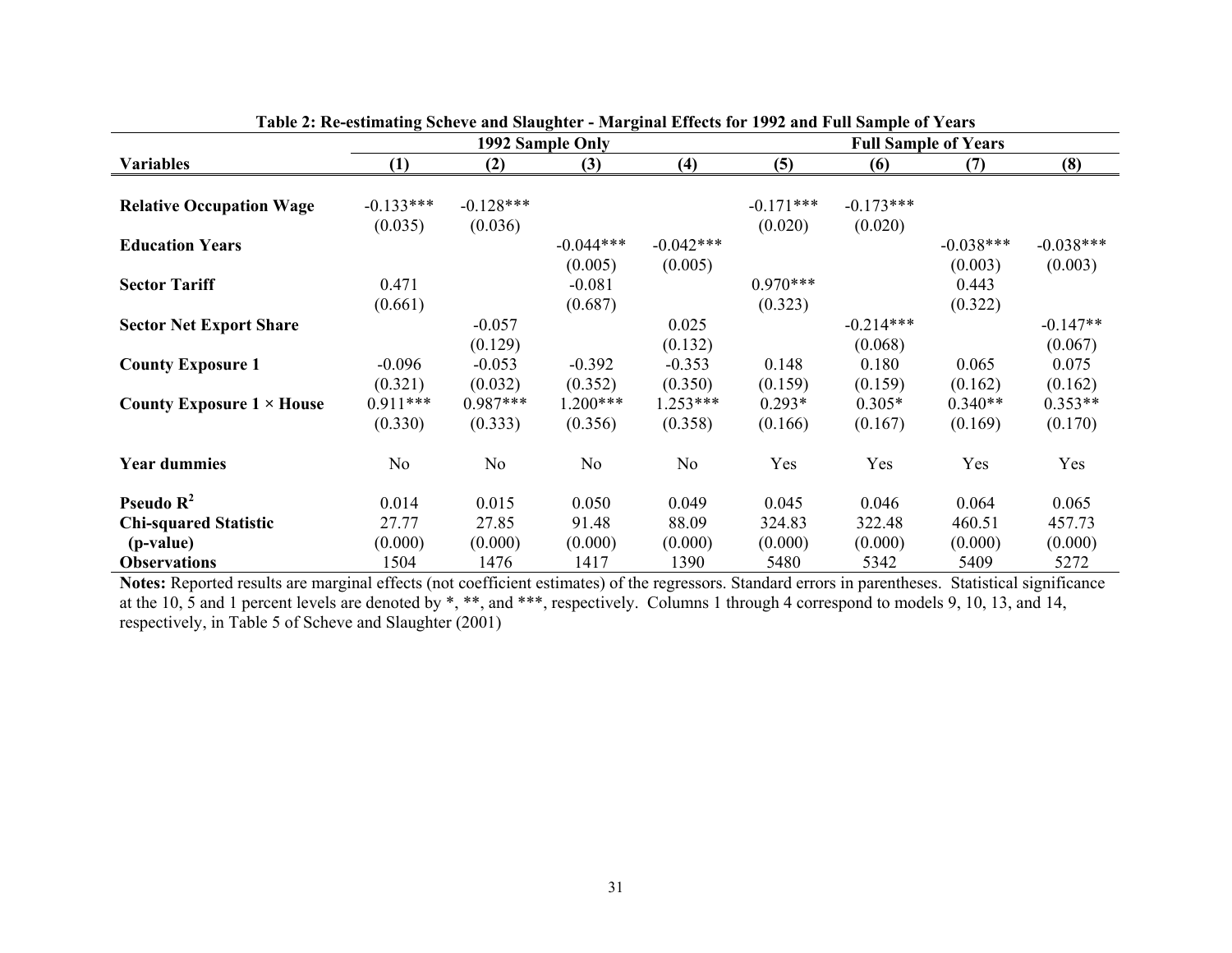**Table 2: Re-estimating Scheve and Slaughter - Marginal Effects for 1992 and Full Sample of Years**

| | 1992 Sample Only | | | | Full Sample of Years | | | |
|---|---|---|---|---|---|---|---|---|
| **Variables** | **(1)** | **(2)** | **(3)** | **(4)** | **(5)** | **(6)** | **(7)** | **(8)** |
| **Relative Occupation Wage** | -0.133*** | -0.128*** | | | -0.171*** | -0.173*** | | |
| | (0.035) | (0.036) | | | (0.020) | (0.020) | | |
| **Education Years** | | | -0.044*** | -0.042*** | | | -0.038*** | -0.038*** |
| | | | (0.005) | (0.005) | | | (0.003) | (0.003) |
| **Sector Tariff** | 0.471 | | -0.081 | | 0.970*** | | 0.443 | |
| | (0.661) | | (0.687) | | (0.323) | | (0.322) | |
| **Sector Net Export Share** | | -0.057 | | 0.025 | | -0.214*** | | -0.147** |
| | | (0.129) | | (0.132) | | (0.068) | | (0.067) |
| **County Exposure 1** | -0.096 | -0.053 | -0.392 | -0.353 | 0.148 | 0.180 | 0.065 | 0.075 |
| | (0.321) | (0.032) | (0.352) | (0.350) | (0.159) | (0.159) | (0.162) | (0.162) |
| **County Exposure 1 × House** | 0.911*** | 0.987*** | 1.200*** | 1.253*** | 0.293* | 0.305* | 0.340** | 0.353** |
| | (0.330) | (0.333) | (0.356) | (0.358) | (0.166) | (0.167) | (0.169) | (0.170) |
| **Year dummies** | No | No | No | No | Yes | Yes | Yes | Yes |
| **Pseudo $R^2$** | 0.014 | 0.015 | 0.050 | 0.049 | 0.045 | 0.046 | 0.064 | 0.065 |
| **Chi-squared Statistic** | 27.77 | 27.85 | 91.48 | 88.09 | 324.83 | 322.48 | 460.51 | 457.73 |
| **(p-value)** | (0.000) | (0.000) | (0.000) | (0.000) | (0.000) | (0.000) | (0.000) | (0.000) |
| **Observations** | 1504 | 1476 | 1417 | 1390 | 5480 | 5342 | 5409 | 5272 |

**Notes:** Reported results are marginal effects (not coefficient estimates) of the regressors. Standard errors in parentheses. Statistical significance at the 10, 5 and 1 percent levels are denoted by *, **, and ***, respectively. Columns 1 through 4 correspond to models 9, 10, 13, and 14, respectively, in Table 5 of Scheve and Slaughter (2001)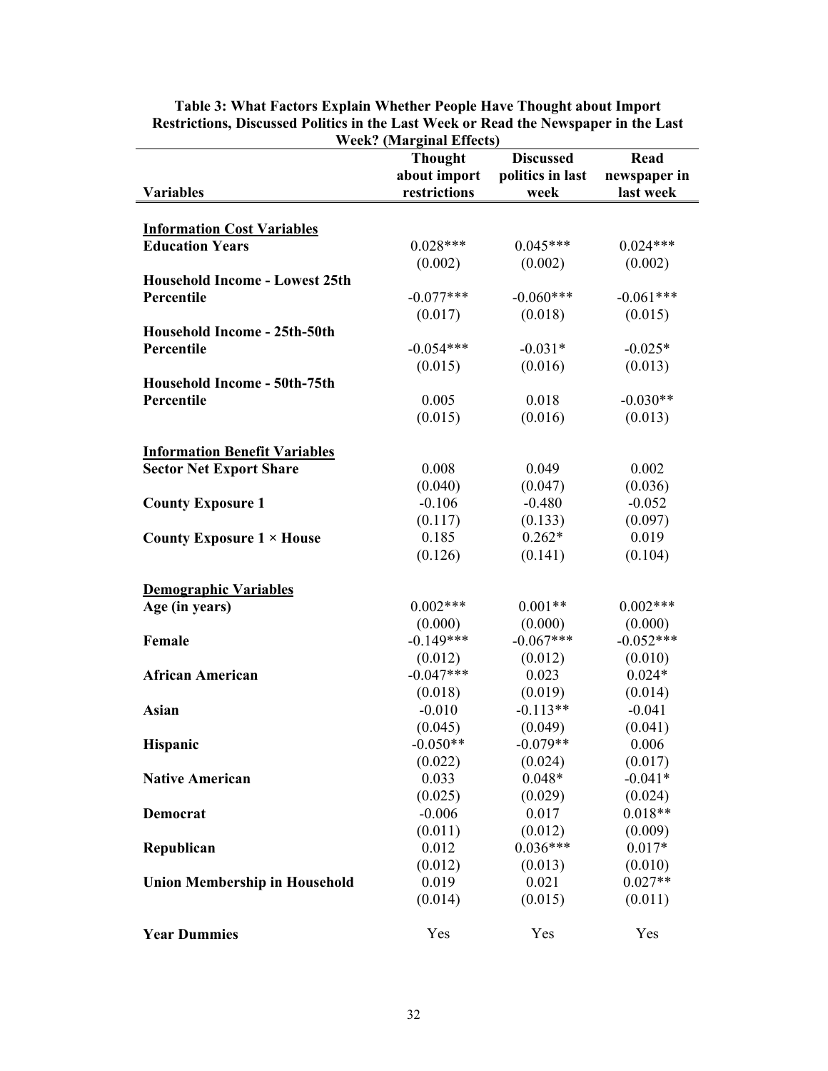**Table 3: What Factors Explain Whether People Have Thought about Import Restrictions, Discussed Politics in the Last Week or Read the Newspaper in the Last Week? (Marginal Effects)**

| Variables | Thought about import restrictions | Discussed politics in last week | Read newspaper in last week |
|---|---|---|---|
| **Information Cost Variables** | | | |
| **Education Years** | 0.028*** | 0.045*** | 0.024*** |
| | (0.002) | (0.002) | (0.002) |
| **Household Income - Lowest 25th Percentile** | -0.077*** | -0.060*** | -0.061*** |
| | (0.017) | (0.018) | (0.015) |
| **Household Income - 25th-50th Percentile** | -0.054*** | -0.031* | -0.025* |
| | (0.015) | (0.016) | (0.013) |
| **Household Income - 50th-75th Percentile** | 0.005 | 0.018 | -0.030** |
| | (0.015) | (0.016) | (0.013) |
| **Information Benefit Variables** | | | |
| **Sector Net Export Share** | 0.008 | 0.049 | 0.002 |
| | (0.040) | (0.047) | (0.036) |
| **County Exposure 1** | -0.106 | -0.480 | -0.052 |
| | (0.117) | (0.133) | (0.097) |
| **County Exposure 1 × House** | 0.185 | 0.262* | 0.019 |
| | (0.126) | (0.141) | (0.104) |
| **Demographic Variables** | | | |
| **Age (in years)** | 0.002*** | 0.001** | 0.002*** |
| | (0.000) | (0.000) | (0.000) |
| **Female** | -0.149*** | -0.067*** | -0.052*** |
| | (0.012) | (0.012) | (0.010) |
| **African American** | -0.047*** | 0.023 | 0.024* |
| | (0.018) | (0.019) | (0.014) |
| **Asian** | -0.010 | -0.113** | -0.041 |
| | (0.045) | (0.049) | (0.041) |
| **Hispanic** | -0.050** | -0.079** | 0.006 |
| | (0.022) | (0.024) | (0.017) |
| **Native American** | 0.033 | 0.048* | -0.041* |
| | (0.025) | (0.029) | (0.024) |
| **Democrat** | -0.006 | 0.017 | 0.018** |
| | (0.011) | (0.012) | (0.009) |
| **Republican** | 0.012 | 0.036*** | 0.017* |
| | (0.012) | (0.013) | (0.010) |
| **Union Membership in Household** | 0.019 | 0.021 | 0.027** |
| | (0.014) | (0.015) | (0.011) |
| **Year Dummies** | Yes | Yes | Yes |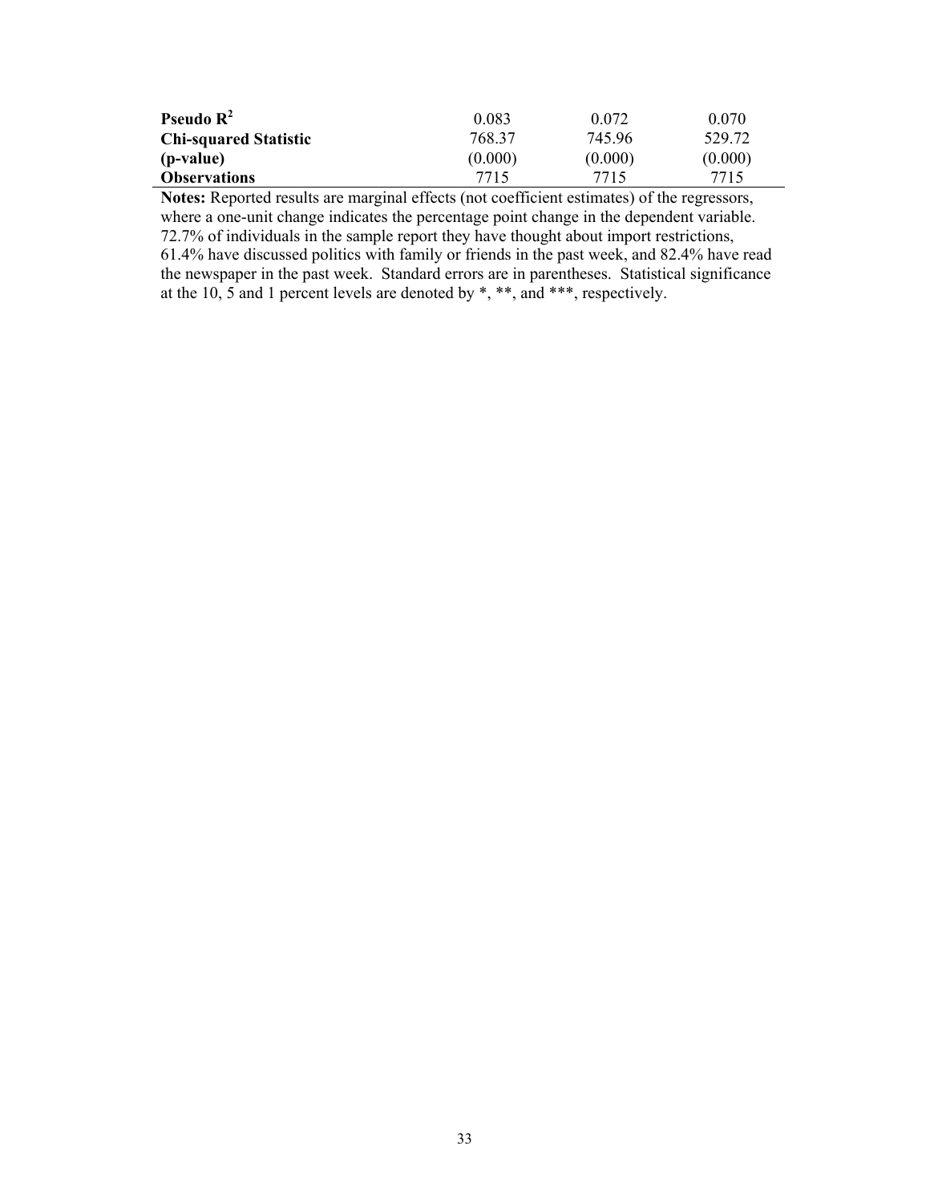| | | | |
|---|---|---|---|
| **Pseudo $R^2$** | 0.083 | 0.072 | 0.070 |
| **Chi-squared Statistic** | 768.37 | 745.96 | 529.72 |
| **(p-value)** | (0.000) | (0.000) | (0.000) |
| **Observations** | 7715 | 7715 | 7715 |

**Notes:** Reported results are marginal effects (not coefficient estimates) of the regressors, where a one-unit change indicates the percentage point change in the dependent variable. 72.7% of individuals in the sample report they have thought about import restrictions, 61.4% have discussed politics with family or friends in the past week, and 82.4% have read the newspaper in the past week. Standard errors are in parentheses. Statistical significance at the 10, 5 and 1 percent levels are denoted by *, **, and ***, respectively.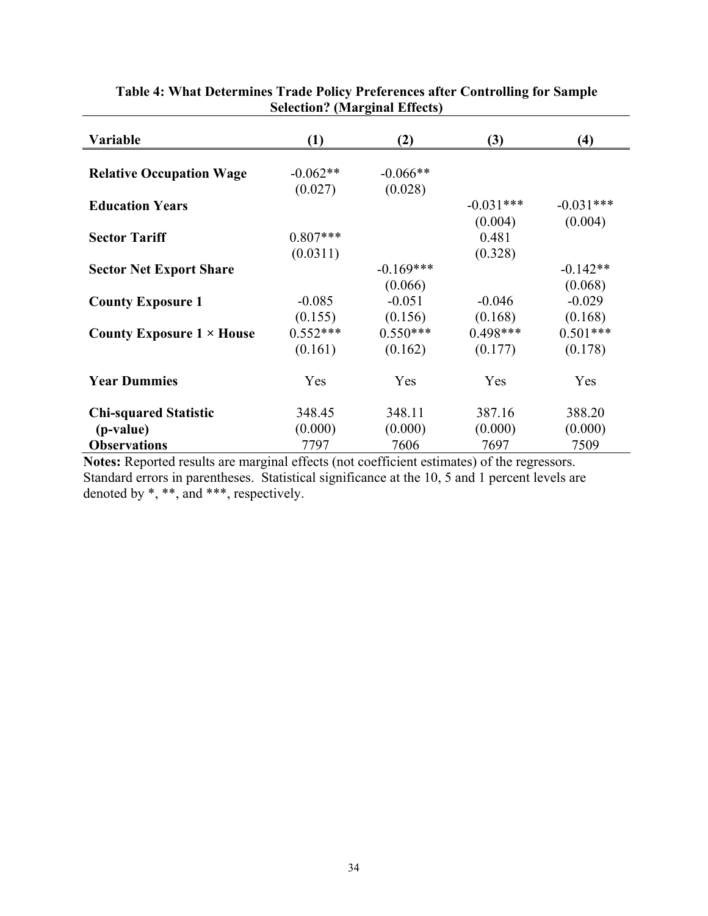**Table 4: What Determines Trade Policy Preferences after Controlling for Sample Selection? (Marginal Effects)**

| Variable | (1) | (2) | (3) | (4) |
|---|---|---|---|---|
| **Relative Occupation Wage** | -0.062** | -0.066** | | |
| | (0.027) | (0.028) | | |
| **Education Years** | | | -0.031*** | -0.031*** |
| | | | (0.004) | (0.004) |
| **Sector Tariff** | 0.807*** | | 0.481 | |
| | (0.0311) | | (0.328) | |
| **Sector Net Export Share** | | -0.169*** | | -0.142** |
| | | (0.066) | | (0.068) |
| **County Exposure 1** | -0.085 | -0.051 | -0.046 | -0.029 |
| | (0.155) | (0.156) | (0.168) | (0.168) |
| **County Exposure 1 × House** | 0.552*** | 0.550*** | 0.498*** | 0.501*** |
| | (0.161) | (0.162) | (0.177) | (0.178) |
| **Year Dummies** | Yes | Yes | Yes | Yes |
| **Chi-squared Statistic** | 348.45 | 348.11 | 387.16 | 388.20 |
| **(p-value)** | (0.000) | (0.000) | (0.000) | (0.000) |
| **Observations** | 7797 | 7606 | 7697 | 7509 |

**Notes:** Reported results are marginal effects (not coefficient estimates) of the regressors. Standard errors in parentheses. Statistical significance at the 10, 5 and 1 percent levels are denoted by *, **, and ***, respectively.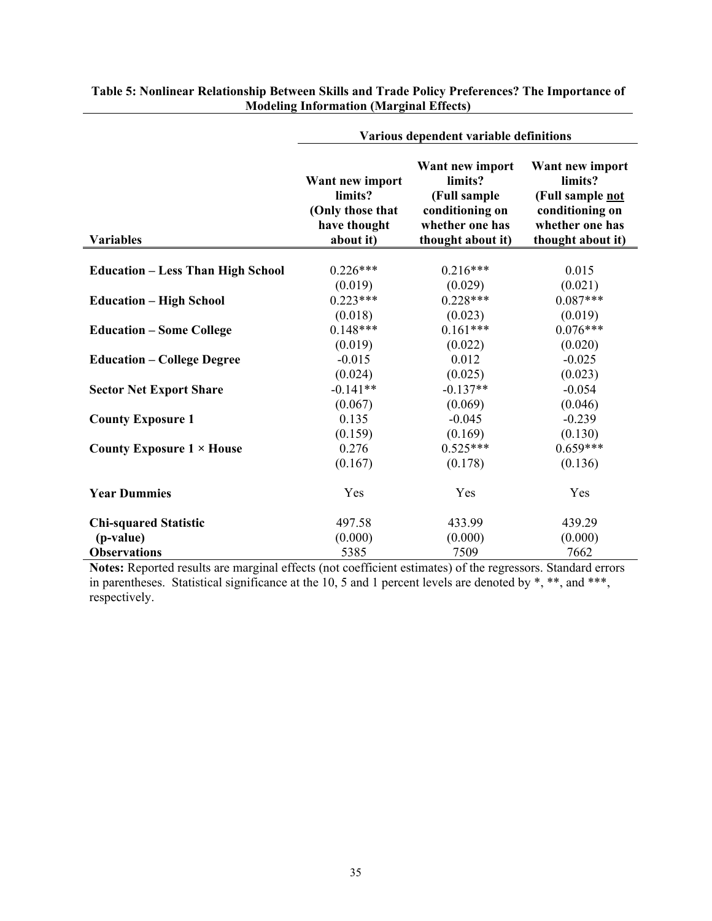**Table 5: Nonlinear Relationship Between Skills and Trade Policy Preferences? The Importance of Modeling Information (Marginal Effects)**

| | Various dependent variable definitions | | |
|---|---|---|---|
| **Variables** | **Want new import limits? (Only those that have thought about it)** | **Want new import limits? (Full sample conditioning on whether one has thought about it)** | **Want new import limits? (Full sample not conditioning on whether one has thought about it)** |
| **Education – Less Than High School** | 0.226*** | 0.216*** | 0.015 |
| | (0.019) | (0.029) | (0.021) |
| **Education – High School** | 0.223*** | 0.228*** | 0.087*** |
| | (0.018) | (0.023) | (0.019) |
| **Education – Some College** | 0.148*** | 0.161*** | 0.076*** |
| | (0.019) | (0.022) | (0.020) |
| **Education – College Degree** | -0.015 | 0.012 | -0.025 |
| | (0.024) | (0.025) | (0.023) |
| **Sector Net Export Share** | -0.141** | -0.137** | -0.054 |
| | (0.067) | (0.069) | (0.046) |
| **County Exposure 1** | 0.135 | -0.045 | -0.239 |
| | (0.159) | (0.169) | (0.130) |
| **County Exposure 1 × House** | 0.276 | 0.525*** | 0.659*** |
| | (0.167) | (0.178) | (0.136) |
| **Year Dummies** | Yes | Yes | Yes |
| **Chi-squared Statistic** | 497.58 | 433.99 | 439.29 |
| **(p-value)** | (0.000) | (0.000) | (0.000) |
| **Observations** | 5385 | 7509 | 7662 |

**Notes:** Reported results are marginal effects (not coefficient estimates) of the regressors. Standard errors in parentheses. Statistical significance at the 10, 5 and 1 percent levels are denoted by *, **, and ***, respectively.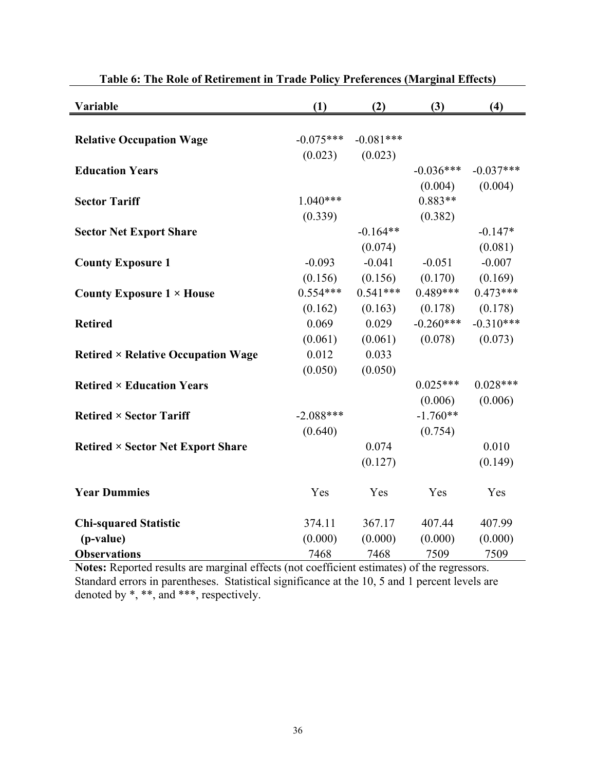**Table 6: The Role of Retirement in Trade Policy Preferences (Marginal Effects)**

| Variable | (1) | (2) | (3) | (4) |
|---|---|---|---|---|
| **Relative Occupation Wage** | -0.075*** | -0.081*** | | |
| | (0.023) | (0.023) | | |
| **Education Years** | | | -0.036*** | -0.037*** |
| | | | (0.004) | (0.004) |
| **Sector Tariff** | 1.040*** | | 0.883** | |
| | (0.339) | | (0.382) | |
| **Sector Net Export Share** | | -0.164** | | -0.147* |
| | | (0.074) | | (0.081) |
| **County Exposure 1** | -0.093 | -0.041 | -0.051 | -0.007 |
| | (0.156) | (0.156) | (0.170) | (0.169) |
| **County Exposure 1 × House** | 0.554*** | 0.541*** | 0.489*** | 0.473*** |
| | (0.162) | (0.163) | (0.178) | (0.178) |
| **Retired** | 0.069 | 0.029 | -0.260*** | -0.310*** |
| | (0.061) | (0.061) | (0.078) | (0.073) |
| **Retired × Relative Occupation Wage** | 0.012 | 0.033 | | |
| | (0.050) | (0.050) | | |
| **Retired × Education Years** | | | 0.025*** | 0.028*** |
| | | | (0.006) | (0.006) |
| **Retired × Sector Tariff** | -2.088*** | | -1.760** | |
| | (0.640) | | (0.754) | |
| **Retired × Sector Net Export Share** | | 0.074 | | 0.010 |
| | | (0.127) | | (0.149) |
| **Year Dummies** | Yes | Yes | Yes | Yes |
| **Chi-squared Statistic** | 374.11 | 367.17 | 407.44 | 407.99 |
| **(p-value)** | (0.000) | (0.000) | (0.000) | (0.000) |
| **Observations** | 7468 | 7468 | 7509 | 7509 |

**Notes:** Reported results are marginal effects (not coefficient estimates) of the regressors. Standard errors in parentheses. Statistical significance at the 10, 5 and 1 percent levels are denoted by *, **, and ***, respectively.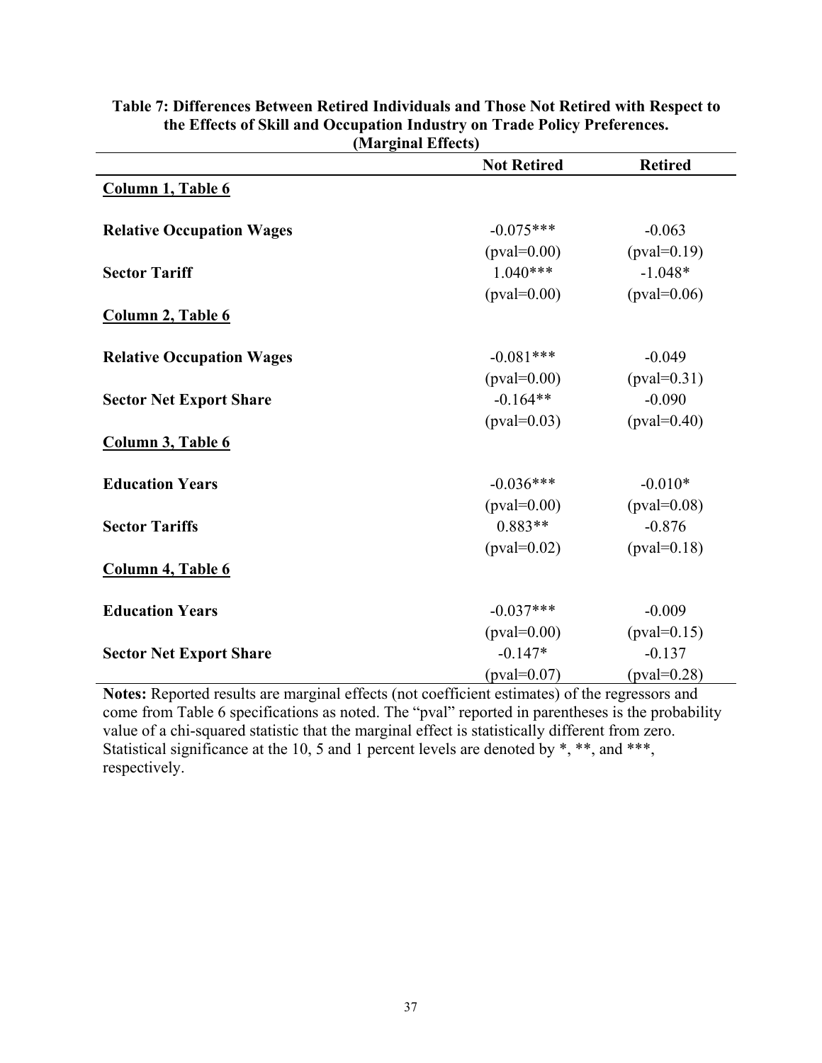**Table 7: Differences Between Retired Individuals and Those Not Retired with Respect to the Effects of Skill and Occupation Industry on Trade Policy Preferences. (Marginal Effects)**

| | Not Retired | Retired |
|---|---|---|
| **Column 1, Table 6** | | |
| **Relative Occupation Wages** | -0.075*** | -0.063 |
| | (pval=0.00) | (pval=0.19) |
| **Sector Tariff** | 1.040*** | -1.048* |
| | (pval=0.00) | (pval=0.06) |
| **Column 2, Table 6** | | |
| **Relative Occupation Wages** | -0.081*** | -0.049 |
| | (pval=0.00) | (pval=0.31) |
| **Sector Net Export Share** | -0.164** | -0.090 |
| | (pval=0.03) | (pval=0.40) |
| **Column 3, Table 6** | | |
| **Education Years** | -0.036*** | -0.010* |
| | (pval=0.00) | (pval=0.08) |
| **Sector Tariffs** | 0.883** | -0.876 |
| | (pval=0.02) | (pval=0.18) |
| **Column 4, Table 6** | | |
| **Education Years** | -0.037*** | -0.009 |
| | (pval=0.00) | (pval=0.15) |
| **Sector Net Export Share** | -0.147* | -0.137 |
| | (pval=0.07) | (pval=0.28) |

**Notes:** Reported results are marginal effects (not coefficient estimates) of the regressors and come from Table 6 specifications as noted. The "pval" reported in parentheses is the probability value of a chi-squared statistic that the marginal effect is statistically different from zero. Statistical significance at the 10, 5 and 1 percent levels are denoted by *, **, and ***, respectively.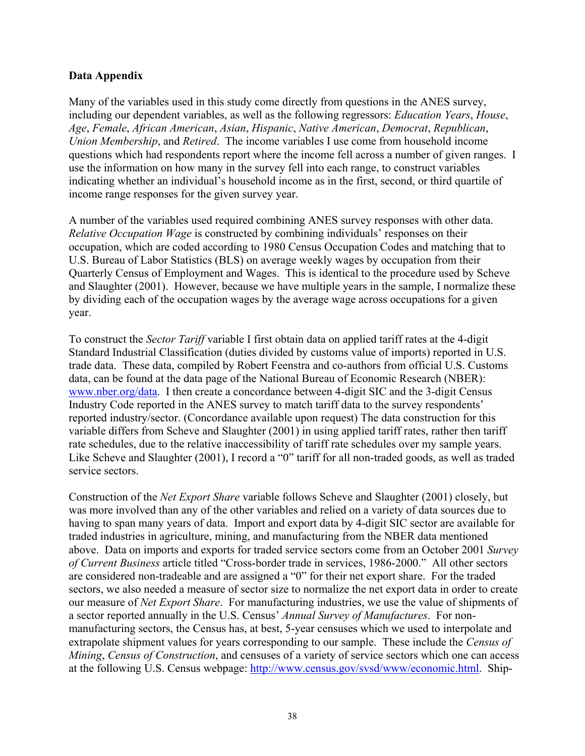**Data Appendix**

Many of the variables used in this study come directly from questions in the ANES survey, including our dependent variables, as well as the following regressors: *Education Years*, *House*, *Age*, *Female*, *African American*, *Asian*, *Hispanic*, *Native American*, *Democrat*, *Republican*, *Union Membership*, and *Retired*. The income variables I use come from household income questions which had respondents report where the income fell across a number of given ranges. I use the information on how many in the survey fell into each range, to construct variables indicating whether an individual's household income as in the first, second, or third quartile of income range responses for the given survey year.

A number of the variables used required combining ANES survey responses with other data. *Relative Occupation Wage* is constructed by combining individuals' responses on their occupation, which are coded according to 1980 Census Occupation Codes and matching that to U.S. Bureau of Labor Statistics (BLS) on average weekly wages by occupation from their Quarterly Census of Employment and Wages. This is identical to the procedure used by Scheve and Slaughter (2001). However, because we have multiple years in the sample, I normalize these by dividing each of the occupation wages by the average wage across occupations for a given year.

To construct the *Sector Tariff* variable I first obtain data on applied tariff rates at the 4-digit Standard Industrial Classification (duties divided by customs value of imports) reported in U.S. trade data. These data, compiled by Robert Feenstra and co-authors from official U.S. Customs data, can be found at the data page of the National Bureau of Economic Research (NBER): www.nber.org/data. I then create a concordance between 4-digit SIC and the 3-digit Census Industry Code reported in the ANES survey to match tariff data to the survey respondents' reported industry/sector. (Concordance available upon request) The data construction for this variable differs from Scheve and Slaughter (2001) in using applied tariff rates, rather then tariff rate schedules, due to the relative inaccessibility of tariff rate schedules over my sample years. Like Scheve and Slaughter (2001), I record a "0" tariff for all non-traded goods, as well as traded service sectors.

Construction of the *Net Export Share* variable follows Scheve and Slaughter (2001) closely, but was more involved than any of the other variables and relied on a variety of data sources due to having to span many years of data. Import and export data by 4-digit SIC sector are available for traded industries in agriculture, mining, and manufacturing from the NBER data mentioned above. Data on imports and exports for traded service sectors come from an October 2001 *Survey of Current Business* article titled "Cross-border trade in services, 1986-2000." All other sectors are considered non-tradeable and are assigned a "0" for their net export share. For the traded sectors, we also needed a measure of sector size to normalize the net export data in order to create our measure of *Net Export Share*. For manufacturing industries, we use the value of shipments of a sector reported annually in the U.S. Census' *Annual Survey of Manufactures*. For non-manufacturing sectors, the Census has, at best, 5-year censuses which we used to interpolate and extrapolate shipment values for years corresponding to our sample. These include the *Census of Mining*, *Census of Construction*, and censuses of a variety of service sectors which one can access at the following U.S. Census webpage: http://www.census.gov/svsd/www/economic.html. Ship-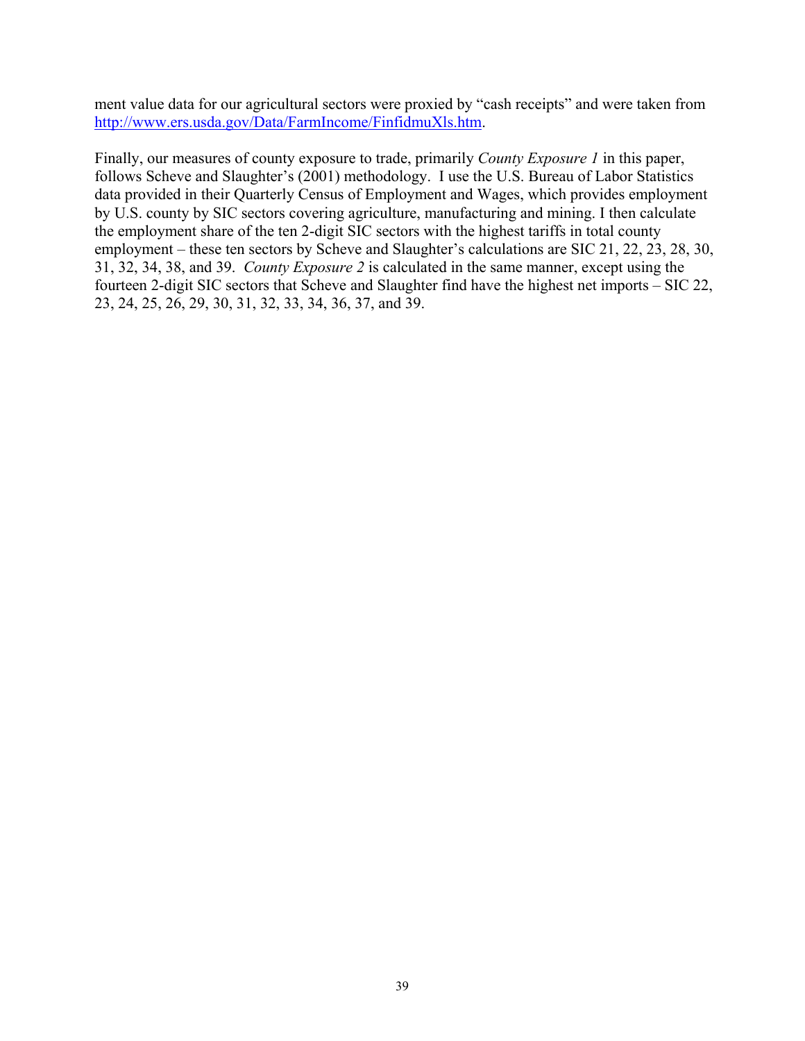ment value data for our agricultural sectors were proxied by "cash receipts" and were taken from http://www.ers.usda.gov/Data/FarmIncome/FinfidmuXls.htm.

Finally, our measures of county exposure to trade, primarily *County Exposure 1* in this paper, follows Scheve and Slaughter's (2001) methodology. I use the U.S. Bureau of Labor Statistics data provided in their Quarterly Census of Employment and Wages, which provides employment by U.S. county by SIC sectors covering agriculture, manufacturing and mining. I then calculate the employment share of the ten 2-digit SIC sectors with the highest tariffs in total county employment – these ten sectors by Scheve and Slaughter's calculations are SIC 21, 22, 23, 28, 30, 31, 32, 34, 38, and 39. *County Exposure 2* is calculated in the same manner, except using the fourteen 2-digit SIC sectors that Scheve and Slaughter find have the highest net imports – SIC 22, 23, 24, 25, 26, 29, 30, 31, 32, 33, 34, 36, 37, and 39.